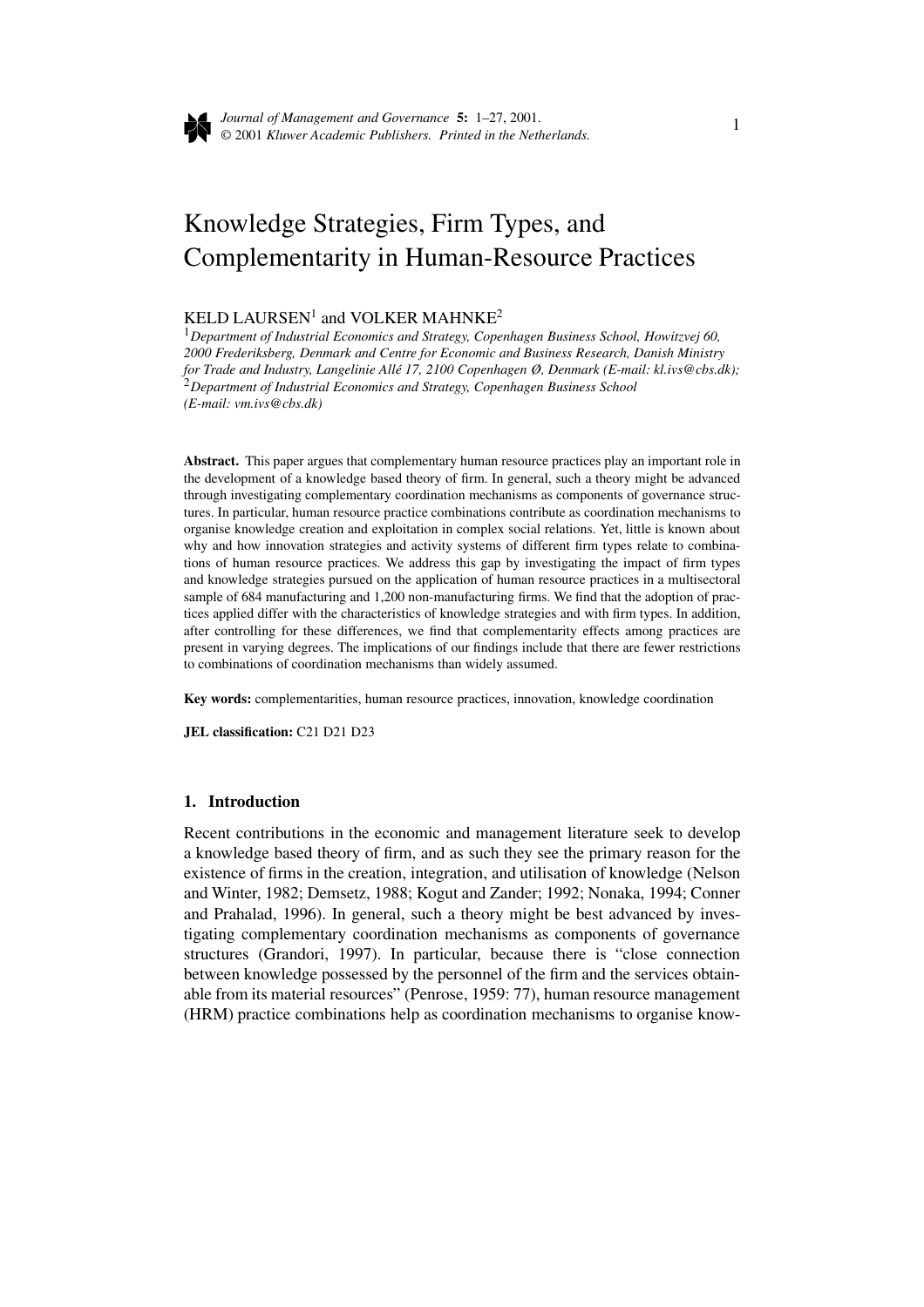# Knowledge Strategies, Firm Types, and Complementarity in Human-Resource Practices

KELD LAURSEN[1] and VOLKER MAHNKE[2]

[1]*Department of Industrial Economics and Strategy, Copenhagen Business School, Howitzvej 60, 2000 Frederiksberg, Denmark and Centre for Economic and Business Research, Danish Ministry for Trade and Industry, Langelinie Allé 17, 2100 Copenhagen Ø, Denmark (E-mail: kl.ivs@cbs.dk);*
[2]*Department of Industrial Economics and Strategy, Copenhagen Business School (E-mail: vm.ivs@cbs.dk)*

**Abstract.** This paper argues that complementary human resource practices play an important role in the development of a knowledge based theory of firm. In general, such a theory might be advanced through investigating complementary coordination mechanisms as components of governance structures. In particular, human resource practice combinations contribute as coordination mechanisms to organise knowledge creation and exploitation in complex social relations. Yet, little is known about why and how innovation strategies and activity systems of different firm types relate to combinations of human resource practices. We address this gap by investigating the impact of firm types and knowledge strategies pursued on the application of human resource practices in a multisectoral sample of 684 manufacturing and 1,200 non-manufacturing firms. We find that the adoption of practices applied differ with the characteristics of knowledge strategies and with firm types. In addition, after controlling for these differences, we find that complementarity effects among practices are present in varying degrees. The implications of our findings include that there are fewer restrictions to combinations of coordination mechanisms than widely assumed.

**Key words:** complementarities, human resource practices, innovation, knowledge coordination

**JEL classification:** C21 D21 D23

## 1. Introduction

Recent contributions in the economic and management literature seek to develop a knowledge based theory of firm, and as such they see the primary reason for the existence of firms in the creation, integration, and utilisation of knowledge (Nelson and Winter, 1982; Demsetz, 1988; Kogut and Zander; 1992; Nonaka, 1994; Conner and Prahalad, 1996). In general, such a theory might be best advanced by investigating complementary coordination mechanisms as components of governance structures (Grandori, 1997). In particular, because there is "close connection between knowledge possessed by the personnel of the firm and the services obtainable from its material resources" (Penrose, 1959: 77), human resource management (HRM) practice combinations help as coordination mechanisms to organise know-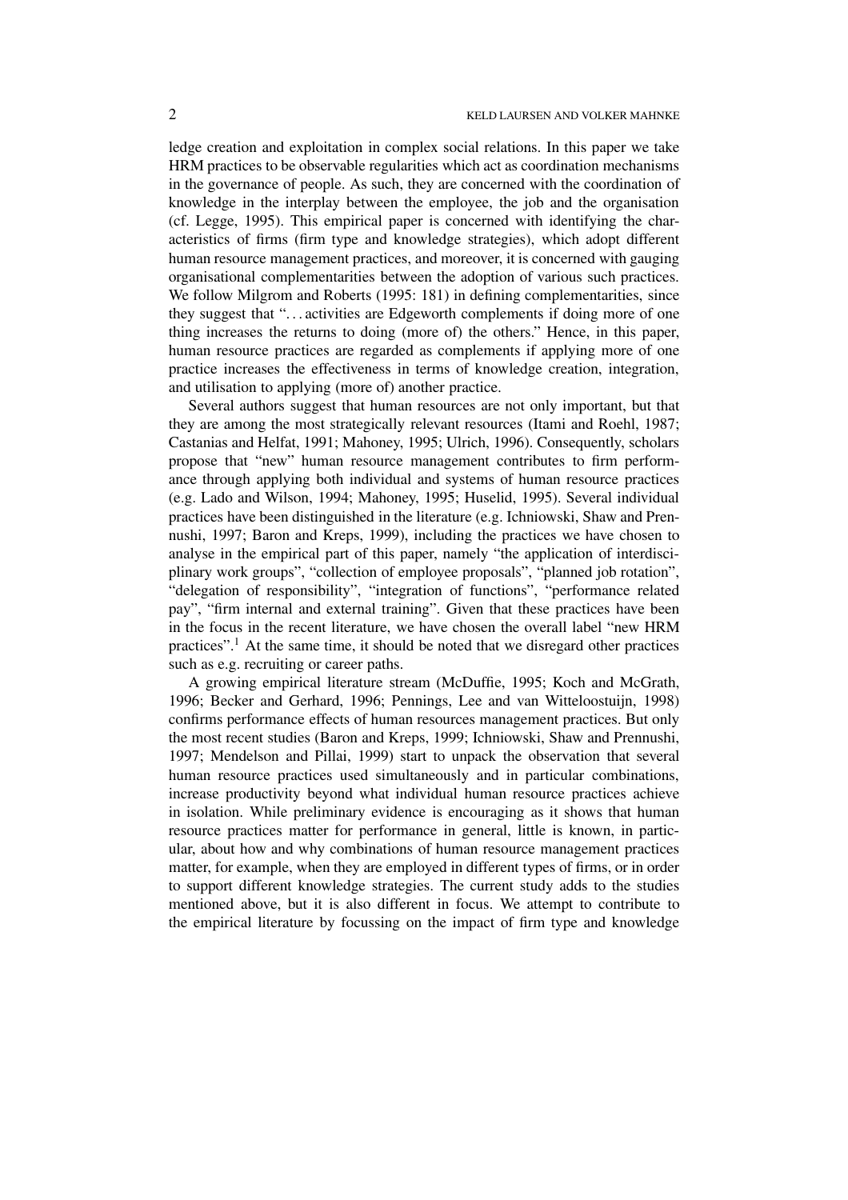ledge creation and exploitation in complex social relations. In this paper we take HRM practices to be observable regularities which act as coordination mechanisms in the governance of people. As such, they are concerned with the coordination of knowledge in the interplay between the employee, the job and the organisation (cf. Legge, 1995). This empirical paper is concerned with identifying the characteristics of firms (firm type and knowledge strategies), which adopt different human resource management practices, and moreover, it is concerned with gauging organisational complementarities between the adoption of various such practices. We follow Milgrom and Roberts (1995: 181) in defining complementarities, since they suggest that "... activities are Edgeworth complements if doing more of one thing increases the returns to doing (more of) the others." Hence, in this paper, human resource practices are regarded as complements if applying more of one practice increases the effectiveness in terms of knowledge creation, integration, and utilisation to applying (more of) another practice.

Several authors suggest that human resources are not only important, but that they are among the most strategically relevant resources (Itami and Roehl, 1987; Castanias and Helfat, 1991; Mahoney, 1995; Ulrich, 1996). Consequently, scholars propose that "new" human resource management contributes to firm performance through applying both individual and systems of human resource practices (e.g. Lado and Wilson, 1994; Mahoney, 1995; Huselid, 1995). Several individual practices have been distinguished in the literature (e.g. Ichniowski, Shaw and Prennushi, 1997; Baron and Kreps, 1999), including the practices we have chosen to analyse in the empirical part of this paper, namely "the application of interdisciplinary work groups", "collection of employee proposals", "planned job rotation", "delegation of responsibility", "integration of functions", "performance related pay", "firm internal and external training". Given that these practices have been in the focus in the recent literature, we have chosen the overall label "new HRM practices".[1] At the same time, it should be noted that we disregard other practices such as e.g. recruiting or career paths.

A growing empirical literature stream (McDuffie, 1995; Koch and McGrath, 1996; Becker and Gerhard, 1996; Pennings, Lee and van Witteloostuijn, 1998) confirms performance effects of human resources management practices. But only the most recent studies (Baron and Kreps, 1999; Ichniowski, Shaw and Prennushi, 1997; Mendelson and Pillai, 1999) start to unpack the observation that several human resource practices used simultaneously and in particular combinations, increase productivity beyond what individual human resource practices achieve in isolation. While preliminary evidence is encouraging as it shows that human resource practices matter for performance in general, little is known, in particular, about how and why combinations of human resource management practices matter, for example, when they are employed in different types of firms, or in order to support different knowledge strategies. The current study adds to the studies mentioned above, but it is also different in focus. We attempt to contribute to the empirical literature by focussing on the impact of firm type and knowledge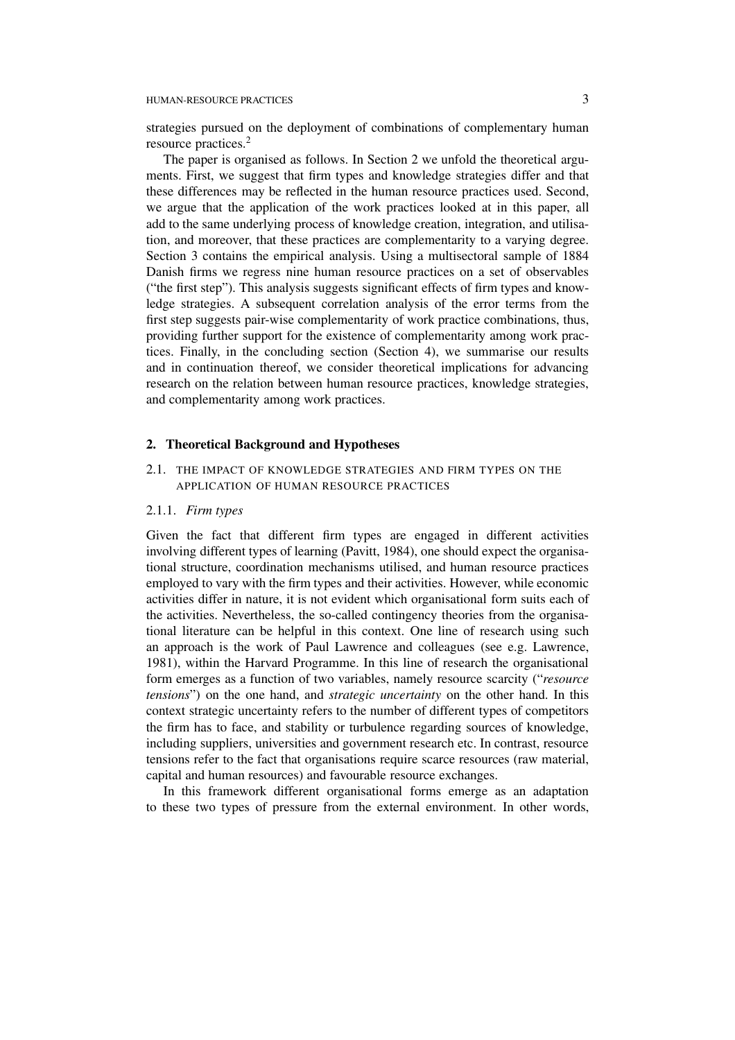strategies pursued on the deployment of combinations of complementary human resource practices.[2]

The paper is organised as follows. In Section 2 we unfold the theoretical arguments. First, we suggest that firm types and knowledge strategies differ and that these differences may be reflected in the human resource practices used. Second, we argue that the application of the work practices looked at in this paper, all add to the same underlying process of knowledge creation, integration, and utilisation, and moreover, that these practices are complementary to a varying degree. Section 3 contains the empirical analysis. Using a multisectoral sample of 1884 Danish firms we regress nine human resource practices on a set of observables ("the first step"). This analysis suggests significant effects of firm types and knowledge strategies. A subsequent correlation analysis of the error terms from the first step suggests pair-wise complementarity of work practice combinations, thus, providing further support for the existence of complementarity among work practices. Finally, in the concluding section (Section 4), we summarise our results and in continuation thereof, we consider theoretical implications for advancing research on the relation between human resource practices, knowledge strategies, and complementarity among work practices.

## 2. Theoretical Background and Hypotheses

### 2.1. The Impact of Knowledge Strategies and Firm Types on the Application of Human Resource Practices

#### 2.1.1. *Firm types*

Given the fact that different firm types are engaged in different activities involving different types of learning (Pavitt, 1984), one should expect the organisational structure, coordination mechanisms utilised, and human resource practices employed to vary with the firm types and their activities. However, while economic activities differ in nature, it is not evident which organisational form suits each of the activities. Nevertheless, the so-called contingency theories from the organisational literature can be helpful in this context. One line of research using such an approach is the work of Paul Lawrence and colleagues (see e.g. Lawrence, 1981), within the Harvard Programme. In this line of research the organisational form emerges as a function of two variables, namely resource scarcity ("*resource tensions*") on the one hand, and *strategic uncertainty* on the other hand. In this context strategic uncertainty refers to the number of different types of competitors the firm has to face, and stability or turbulence regarding sources of knowledge, including suppliers, universities and government research etc. In contrast, resource tensions refer to the fact that organisations require scarce resources (raw material, capital and human resources) and favourable resource exchanges.

In this framework different organisational forms emerge as an adaptation to these two types of pressure from the external environment. In other words,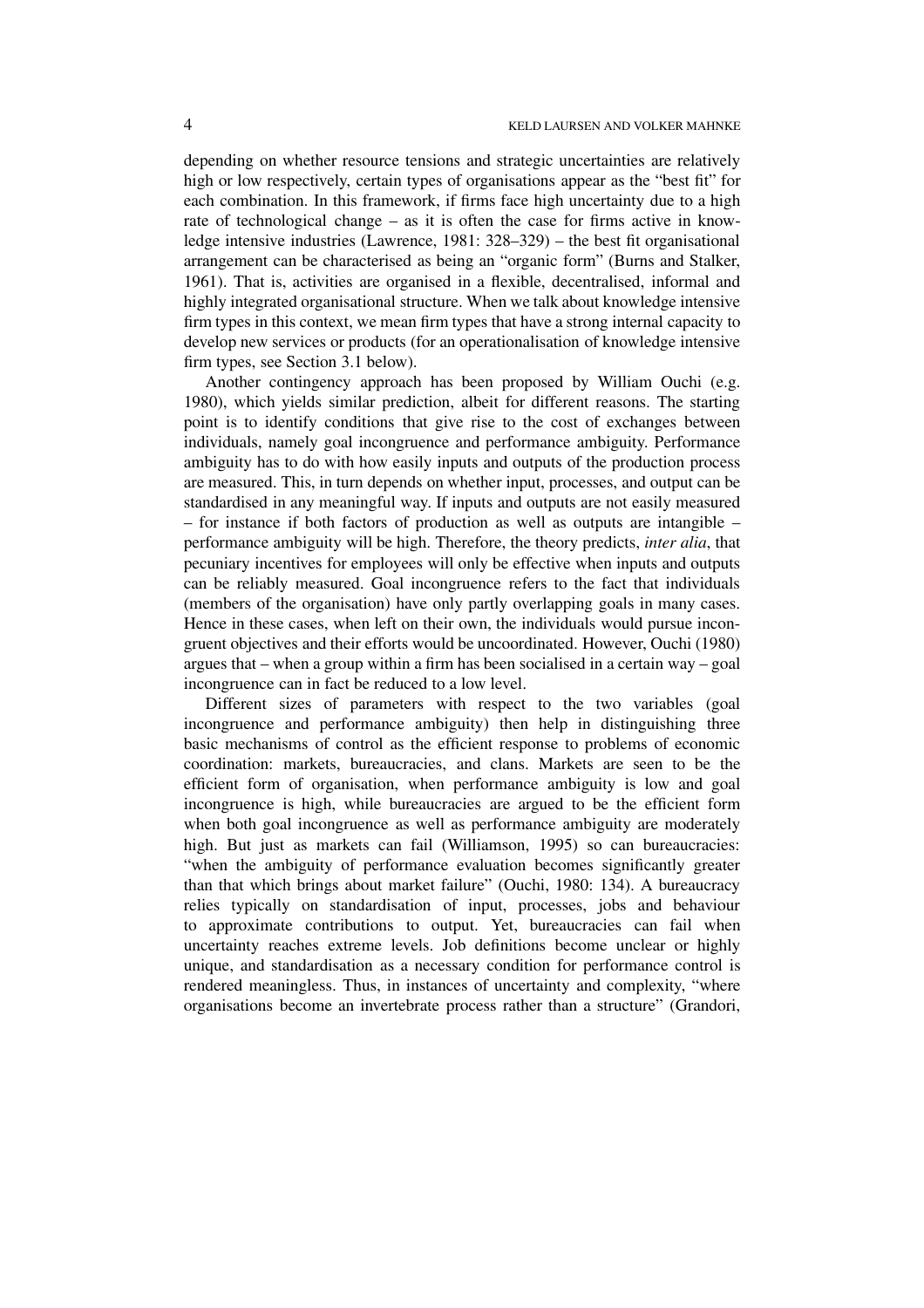depending on whether resource tensions and strategic uncertainties are relatively high or low respectively, certain types of organisations appear as the "best fit" for each combination. In this framework, if firms face high uncertainty due to a high rate of technological change – as it is often the case for firms active in knowledge intensive industries (Lawrence, 1981: 328–329) – the best fit organisational arrangement can be characterised as being an "organic form" (Burns and Stalker, 1961). That is, activities are organised in a flexible, decentralised, informal and highly integrated organisational structure. When we talk about knowledge intensive firm types in this context, we mean firm types that have a strong internal capacity to develop new services or products (for an operationalisation of knowledge intensive firm types, see Section 3.1 below).

Another contingency approach has been proposed by William Ouchi (e.g. 1980), which yields similar prediction, albeit for different reasons. The starting point is to identify conditions that give rise to the cost of exchanges between individuals, namely goal incongruence and performance ambiguity. Performance ambiguity has to do with how easily inputs and outputs of the production process are measured. This, in turn depends on whether input, processes, and output can be standardised in any meaningful way. If inputs and outputs are not easily measured – for instance if both factors of production as well as outputs are intangible – performance ambiguity will be high. Therefore, the theory predicts, *inter alia*, that pecuniary incentives for employees will only be effective when inputs and outputs can be reliably measured. Goal incongruence refers to the fact that individuals (members of the organisation) have only partly overlapping goals in many cases. Hence in these cases, when left on their own, the individuals would pursue incongruent objectives and their efforts would be uncoordinated. However, Ouchi (1980) argues that – when a group within a firm has been socialised in a certain way – goal incongruence can in fact be reduced to a low level.

Different sizes of parameters with respect to the two variables (goal incongruence and performance ambiguity) then help in distinguishing three basic mechanisms of control as the efficient response to problems of economic coordination: markets, bureaucracies, and clans. Markets are seen to be the efficient form of organisation, when performance ambiguity is low and goal incongruence is high, while bureaucracies are argued to be the efficient form when both goal incongruence as well as performance ambiguity are moderately high. But just as markets can fail (Williamson, 1995) so can bureaucracies: "when the ambiguity of performance evaluation becomes significantly greater than that which brings about market failure" (Ouchi, 1980: 134). A bureaucracy relies typically on standardisation of input, processes, jobs and behaviour to approximate contributions to output. Yet, bureaucracies can fail when uncertainty reaches extreme levels. Job definitions become unclear or highly unique, and standardisation as a necessary condition for performance control is rendered meaningless. Thus, in instances of uncertainty and complexity, "where organisations become an invertebrate process rather than a structure" (Grandori,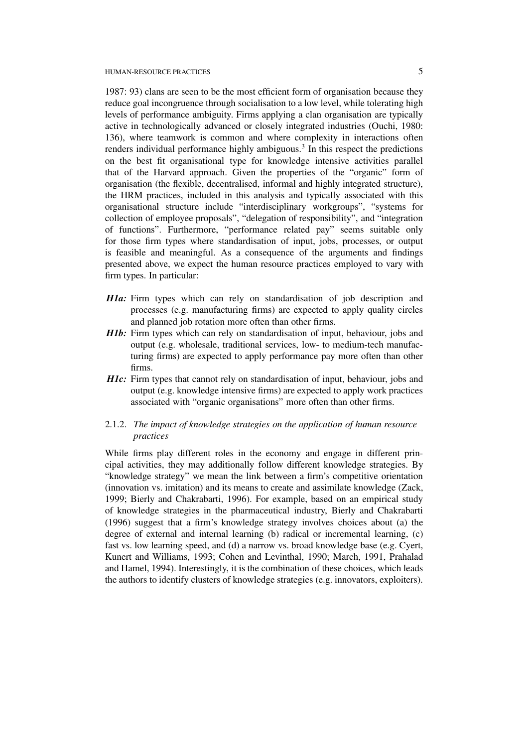1987: 93) clans are seen to be the most efficient form of organisation because they reduce goal incongruence through socialisation to a low level, while tolerating high levels of performance ambiguity. Firms applying a clan organisation are typically active in technologically advanced or closely integrated industries (Ouchi, 1980: 136), where teamwork is common and where complexity in interactions often renders individual performance highly ambiguous.[3] In this respect the predictions on the best fit organisational type for knowledge intensive activities parallel that of the Harvard approach. Given the properties of the "organic" form of organisation (the flexible, decentralised, informal and highly integrated structure), the HRM practices, included in this analysis and typically associated with this organisational structure include "interdisciplinary workgroups", "systems for collection of employee proposals", "delegation of responsibility", and "integration of functions". Furthermore, "performance related pay" seems suitable only for those firm types where standardisation of input, jobs, processes, or output is feasible and meaningful. As a consequence of the arguments and findings presented above, we expect the human resource practices employed to vary with firm types. In particular:

- ***H1a:*** Firm types which can rely on standardisation of job description and processes (e.g. manufacturing firms) are expected to apply quality circles and planned job rotation more often than other firms.
- ***H1b:*** Firm types which can rely on standardisation of input, behaviour, jobs and output (e.g. wholesale, traditional services, low- to medium-tech manufacturing firms) are expected to apply performance pay more often than other firms.
- ***H1c:*** Firm types that cannot rely on standardisation of input, behaviour, jobs and output (e.g. knowledge intensive firms) are expected to apply work practices associated with "organic organisations" more often than other firms.

### 2.1.2. *The impact of knowledge strategies on the application of human resource practices*

While firms play different roles in the economy and engage in different principal activities, they may additionally follow different knowledge strategies. By "knowledge strategy" we mean the link between a firm's competitive orientation (innovation vs. imitation) and its means to create and assimilate knowledge (Zack, 1999; Bierly and Chakrabarti, 1996). For example, based on an empirical study of knowledge strategies in the pharmaceutical industry, Bierly and Chakrabarti (1996) suggest that a firm's knowledge strategy involves choices about (a) the degree of external and internal learning (b) radical or incremental learning, (c) fast vs. low learning speed, and (d) a narrow vs. broad knowledge base (e.g. Cyert, Kunert and Williams, 1993; Cohen and Levinthal, 1990; March, 1991, Prahalad and Hamel, 1994). Interestingly, it is the combination of these choices, which leads the authors to identify clusters of knowledge strategies (e.g. innovators, exploiters).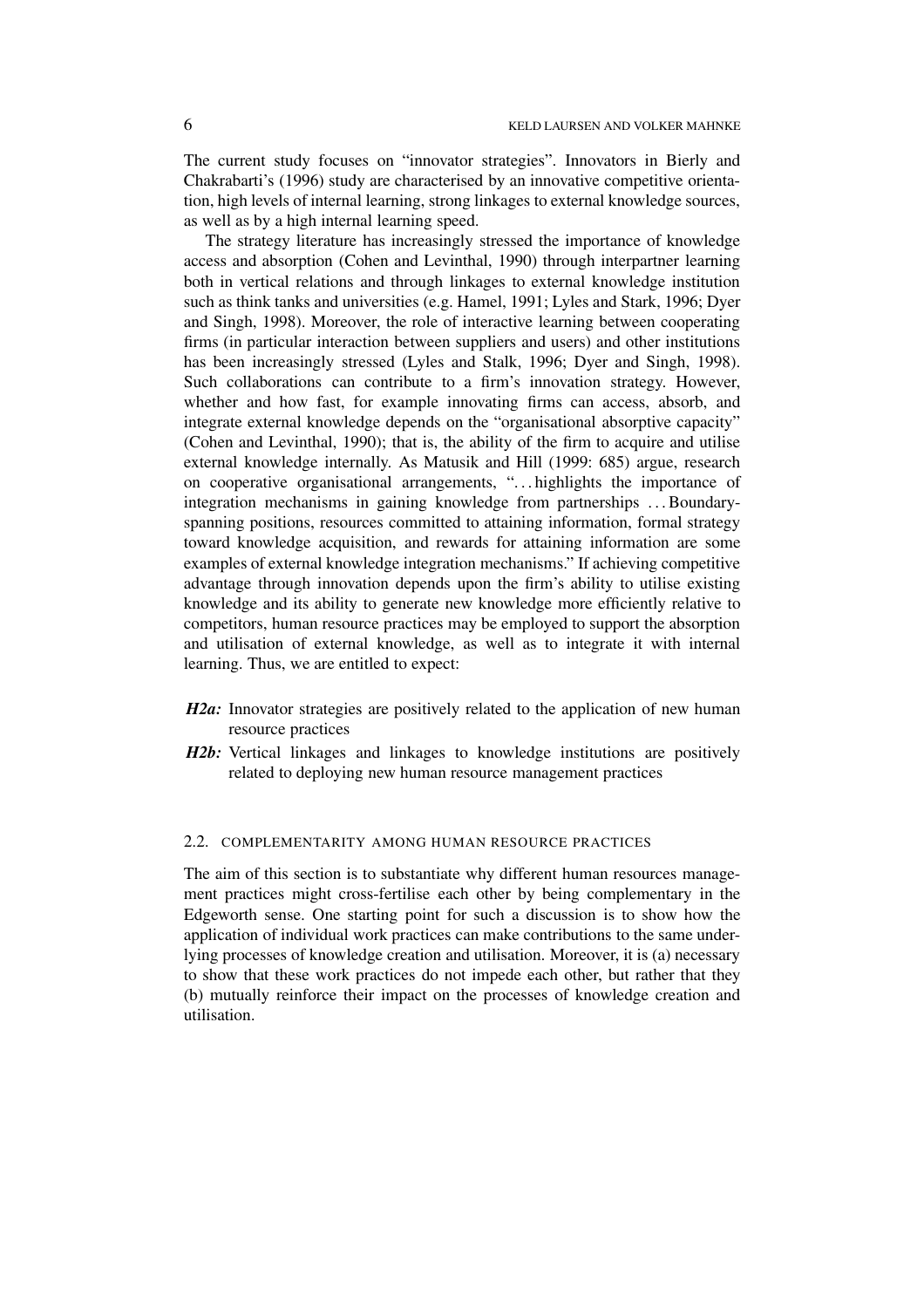The current study focuses on "innovator strategies". Innovators in Bierly and Chakrabarti's (1996) study are characterised by an innovative competitive orientation, high levels of internal learning, strong linkages to external knowledge sources, as well as by a high internal learning speed.

The strategy literature has increasingly stressed the importance of knowledge access and absorption (Cohen and Levinthal, 1990) through interpartner learning both in vertical relations and through linkages to external knowledge institution such as think tanks and universities (e.g. Hamel, 1991; Lyles and Stark, 1996; Dyer and Singh, 1998). Moreover, the role of interactive learning between cooperating firms (in particular interaction between suppliers and users) and other institutions has been increasingly stressed (Lyles and Stalk, 1996; Dyer and Singh, 1998). Such collaborations can contribute to a firm's innovation strategy. However, whether and how fast, for example innovating firms can access, absorb, and integrate external knowledge depends on the "organisational absorptive capacity" (Cohen and Levinthal, 1990); that is, the ability of the firm to acquire and utilise external knowledge internally. As Matusik and Hill (1999: 685) argue, research on cooperative organisational arrangements, "…highlights the importance of integration mechanisms in gaining knowledge from partnerships …Boundary-spanning positions, resources committed to attaining information, formal strategy toward knowledge acquisition, and rewards for attaining information are some examples of external knowledge integration mechanisms." If achieving competitive advantage through innovation depends upon the firm's ability to utilise existing knowledge and its ability to generate new knowledge more efficiently relative to competitors, human resource practices may be employed to support the absorption and utilisation of external knowledge, as well as to integrate it with internal learning. Thus, we are entitled to expect:

***H2a:*** Innovator strategies are positively related to the application of new human resource practices

***H2b:*** Vertical linkages and linkages to knowledge institutions are positively related to deploying new human resource management practices

### 2.2. COMPLEMENTARITY AMONG HUMAN RESOURCE PRACTICES

The aim of this section is to substantiate why different human resources management practices might cross-fertilise each other by being complementary in the Edgeworth sense. One starting point for such a discussion is to show how the application of individual work practices can make contributions to the same underlying processes of knowledge creation and utilisation. Moreover, it is (a) necessary to show that these work practices do not impede each other, but rather that they (b) mutually reinforce their impact on the processes of knowledge creation and utilisation.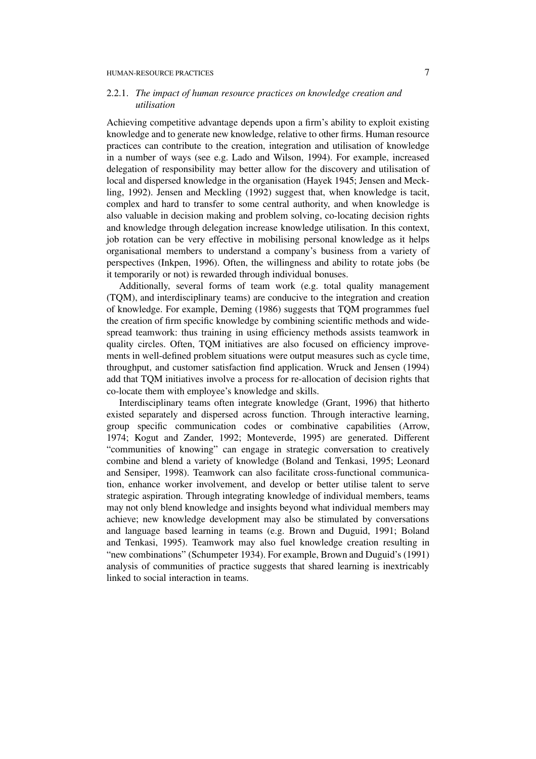### 2.2.1. *The impact of human resource practices on knowledge creation and utilisation*

Achieving competitive advantage depends upon a firm's ability to exploit existing knowledge and to generate new knowledge, relative to other firms. Human resource practices can contribute to the creation, integration and utilisation of knowledge in a number of ways (see e.g. Lado and Wilson, 1994). For example, increased delegation of responsibility may better allow for the discovery and utilisation of local and dispersed knowledge in the organisation (Hayek 1945; Jensen and Meckling, 1992). Jensen and Meckling (1992) suggest that, when knowledge is tacit, complex and hard to transfer to some central authority, and when knowledge is also valuable in decision making and problem solving, co-locating decision rights and knowledge through delegation increase knowledge utilisation. In this context, job rotation can be very effective in mobilising personal knowledge as it helps organisational members to understand a company's business from a variety of perspectives (Inkpen, 1996). Often, the willingness and ability to rotate jobs (be it temporarily or not) is rewarded through individual bonuses.

Additionally, several forms of team work (e.g. total quality management (TQM), and interdisciplinary teams) are conducive to the integration and creation of knowledge. For example, Deming (1986) suggests that TQM programmes fuel the creation of firm specific knowledge by combining scientific methods and widespread teamwork: thus training in using efficiency methods assists teamwork in quality circles. Often, TQM initiatives are also focused on efficiency improvements in well-defined problem situations were output measures such as cycle time, throughput, and customer satisfaction find application. Wruck and Jensen (1994) add that TQM initiatives involve a process for re-allocation of decision rights that co-locate them with employee's knowledge and skills.

Interdisciplinary teams often integrate knowledge (Grant, 1996) that hitherto existed separately and dispersed across function. Through interactive learning, group specific communication codes or combinative capabilities (Arrow, 1974; Kogut and Zander, 1992; Monteverde, 1995) are generated. Different "communities of knowing" can engage in strategic conversation to creatively combine and blend a variety of knowledge (Boland and Tenkasi, 1995; Leonard and Sensiper, 1998). Teamwork can also facilitate cross-functional communication, enhance worker involvement, and develop or better utilise talent to serve strategic aspiration. Through integrating knowledge of individual members, teams may not only blend knowledge and insights beyond what individual members may achieve; new knowledge development may also be stimulated by conversations and language based learning in teams (e.g. Brown and Duguid, 1991; Boland and Tenkasi, 1995). Teamwork may also fuel knowledge creation resulting in "new combinations" (Schumpeter 1934). For example, Brown and Duguid's (1991) analysis of communities of practice suggests that shared learning is inextricably linked to social interaction in teams.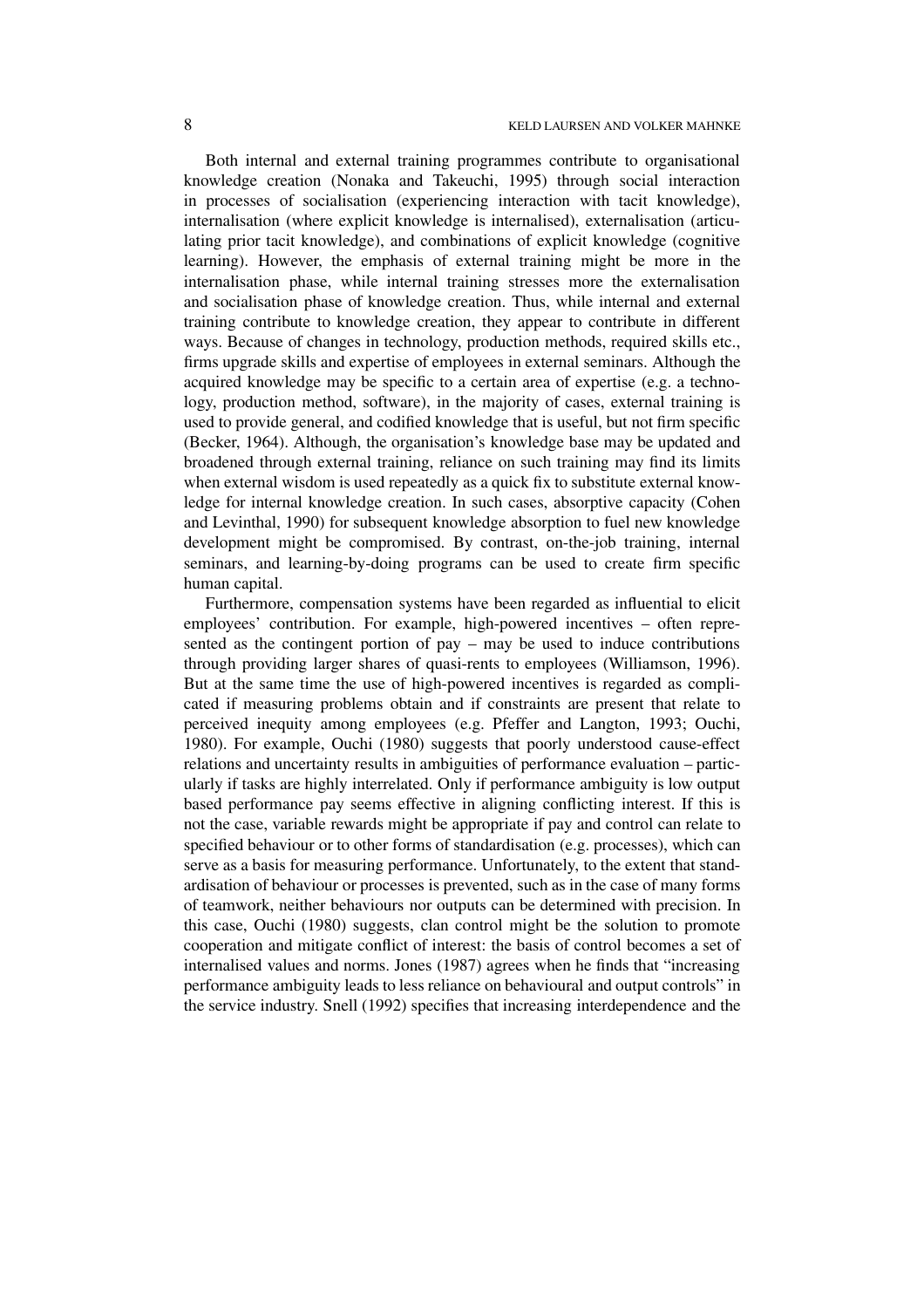Both internal and external training programmes contribute to organisational knowledge creation (Nonaka and Takeuchi, 1995) through social interaction in processes of socialisation (experiencing interaction with tacit knowledge), internalisation (where explicit knowledge is internalised), externalisation (articulating prior tacit knowledge), and combinations of explicit knowledge (cognitive learning). However, the emphasis of external training might be more in the internalisation phase, while internal training stresses more the externalisation and socialisation phase of knowledge creation. Thus, while internal and external training contribute to knowledge creation, they appear to contribute in different ways. Because of changes in technology, production methods, required skills etc., firms upgrade skills and expertise of employees in external seminars. Although the acquired knowledge may be specific to a certain area of expertise (e.g. a technology, production method, software), in the majority of cases, external training is used to provide general, and codified knowledge that is useful, but not firm specific (Becker, 1964). Although, the organisation's knowledge base may be updated and broadened through external training, reliance on such training may find its limits when external wisdom is used repeatedly as a quick fix to substitute external knowledge for internal knowledge creation. In such cases, absorptive capacity (Cohen and Levinthal, 1990) for subsequent knowledge absorption to fuel new knowledge development might be compromised. By contrast, on-the-job training, internal seminars, and learning-by-doing programs can be used to create firm specific human capital.

Furthermore, compensation systems have been regarded as influential to elicit employees' contribution. For example, high-powered incentives – often represented as the contingent portion of pay – may be used to induce contributions through providing larger shares of quasi-rents to employees (Williamson, 1996). But at the same time the use of high-powered incentives is regarded as complicated if measuring problems obtain and if constraints are present that relate to perceived inequity among employees (e.g. Pfeffer and Langton, 1993; Ouchi, 1980). For example, Ouchi (1980) suggests that poorly understood cause-effect relations and uncertainty results in ambiguities of performance evaluation – particularly if tasks are highly interrelated. Only if performance ambiguity is low output based performance pay seems effective in aligning conflicting interest. If this is not the case, variable rewards might be appropriate if pay and control can relate to specified behaviour or to other forms of standardisation (e.g. processes), which can serve as a basis for measuring performance. Unfortunately, to the extent that standardisation of behaviour or processes is prevented, such as in the case of many forms of teamwork, neither behaviours nor outputs can be determined with precision. In this case, Ouchi (1980) suggests, clan control might be the solution to promote cooperation and mitigate conflict of interest: the basis of control becomes a set of internalised values and norms. Jones (1987) agrees when he finds that "increasing performance ambiguity leads to less reliance on behavioural and output controls" in the service industry. Snell (1992) specifies that increasing interdependence and the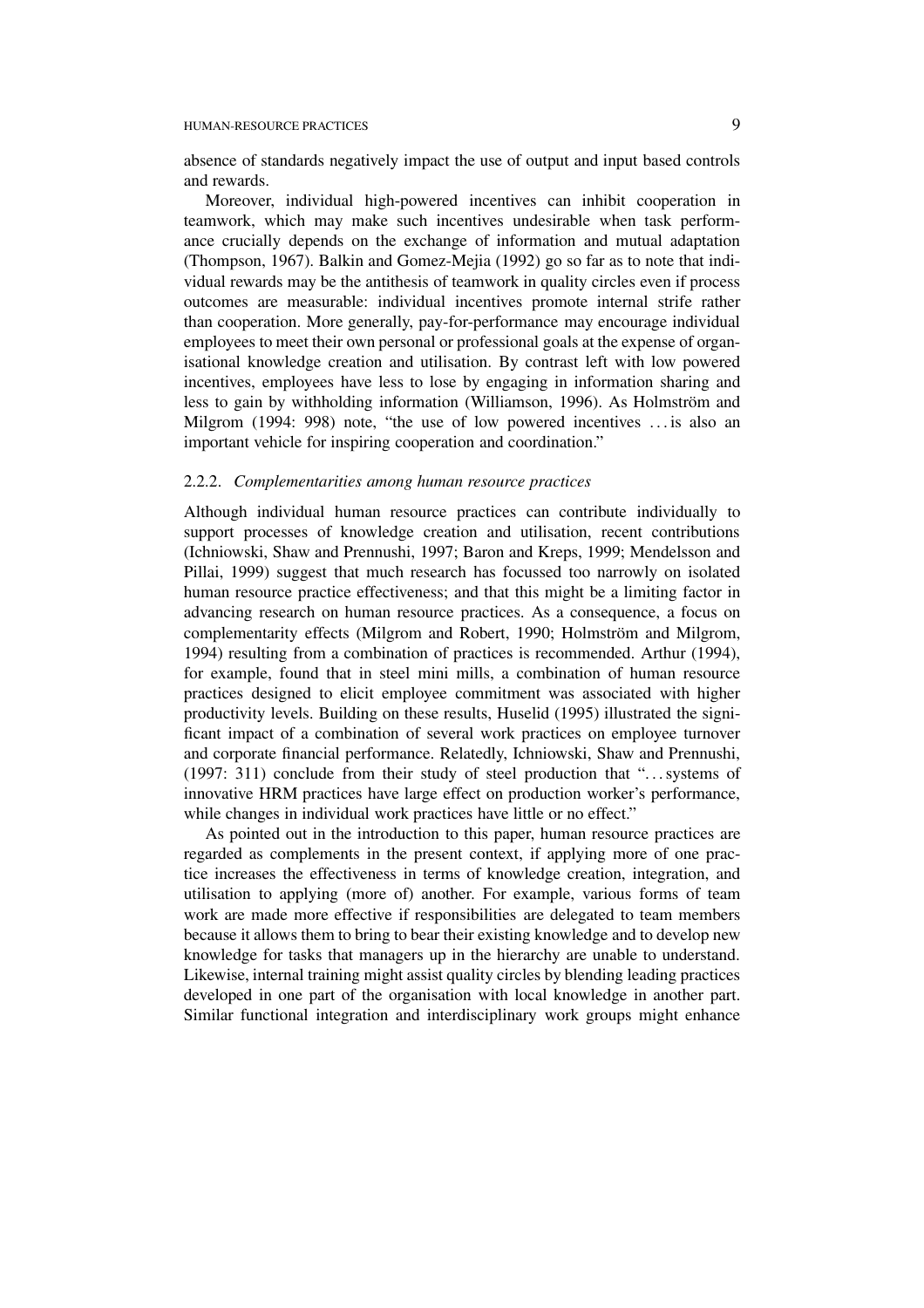absence of standards negatively impact the use of output and input based controls and rewards.

Moreover, individual high-powered incentives can inhibit cooperation in teamwork, which may make such incentives undesirable when task performance crucially depends on the exchange of information and mutual adaptation (Thompson, 1967). Balkin and Gomez-Mejia (1992) go so far as to note that individual rewards may be the antithesis of teamwork in quality circles even if process outcomes are measurable: individual incentives promote internal strife rather than cooperation. More generally, pay-for-performance may encourage individual employees to meet their own personal or professional goals at the expense of organisational knowledge creation and utilisation. By contrast left with low powered incentives, employees have less to lose by engaging in information sharing and less to gain by withholding information (Williamson, 1996). As Holmström and Milgrom (1994: 998) note, "the use of low powered incentives ... is also an important vehicle for inspiring cooperation and coordination."

### 2.2.2. *Complementarities among human resource practices*

Although individual human resource practices can contribute individually to support processes of knowledge creation and utilisation, recent contributions (Ichniowski, Shaw and Prennushi, 1997; Baron and Kreps, 1999; Mendelsson and Pillai, 1999) suggest that much research has focussed too narrowly on isolated human resource practice effectiveness; and that this might be a limiting factor in advancing research on human resource practices. As a consequence, a focus on complementarity effects (Milgrom and Robert, 1990; Holmström and Milgrom, 1994) resulting from a combination of practices is recommended. Arthur (1994), for example, found that in steel mini mills, a combination of human resource practices designed to elicit employee commitment was associated with higher productivity levels. Building on these results, Huselid (1995) illustrated the significant impact of a combination of several work practices on employee turnover and corporate financial performance. Relatedly, Ichniowski, Shaw and Prennushi, (1997: 311) conclude from their study of steel production that "... systems of innovative HRM practices have large effect on production worker's performance, while changes in individual work practices have little or no effect."

As pointed out in the introduction to this paper, human resource practices are regarded as complements in the present context, if applying more of one practice increases the effectiveness in terms of knowledge creation, integration, and utilisation to applying (more of) another. For example, various forms of team work are made more effective if responsibilities are delegated to team members because it allows them to bring to bear their existing knowledge and to develop new knowledge for tasks that managers up in the hierarchy are unable to understand. Likewise, internal training might assist quality circles by blending leading practices developed in one part of the organisation with local knowledge in another part. Similar functional integration and interdisciplinary work groups might enhance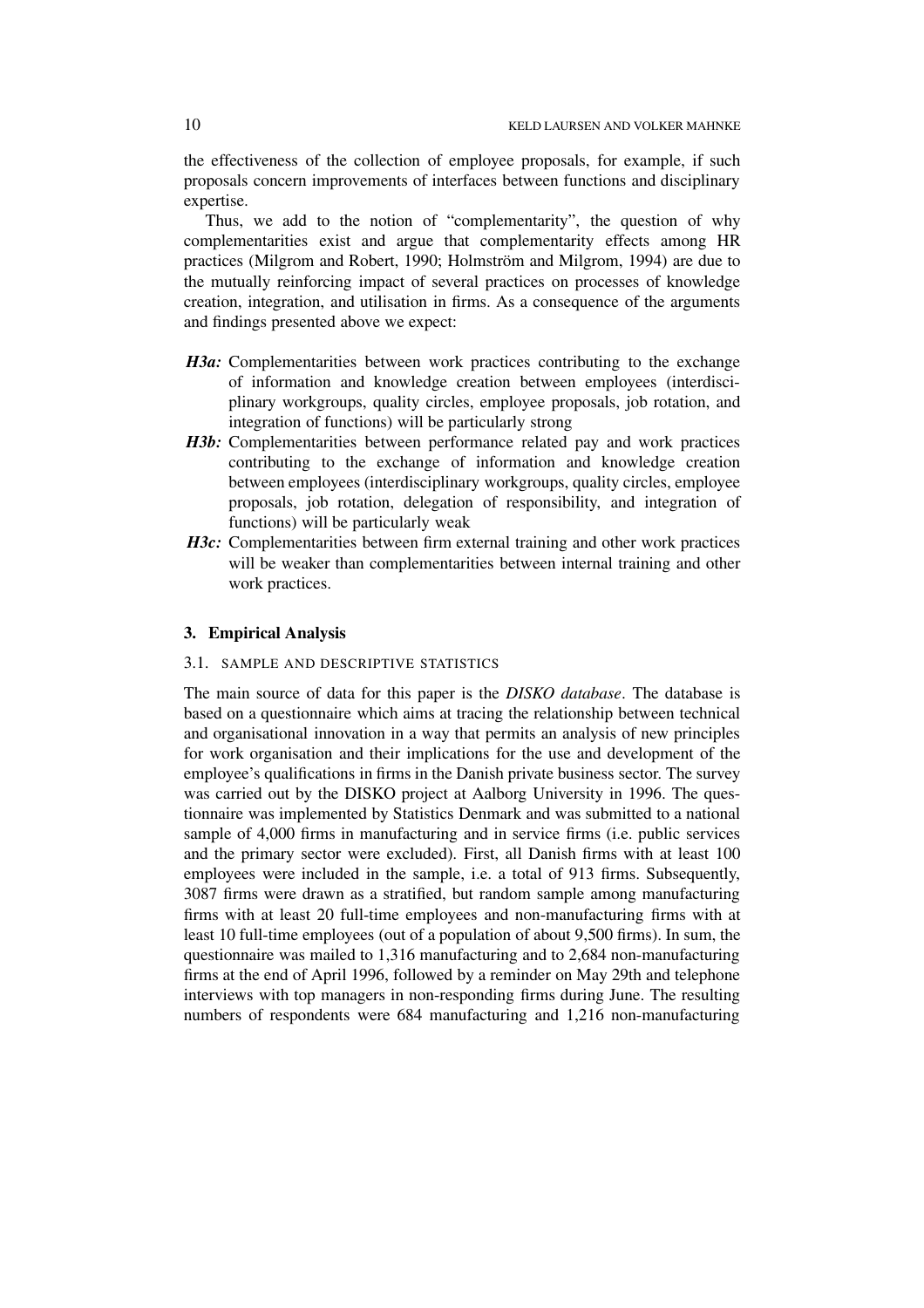the effectiveness of the collection of employee proposals, for example, if such proposals concern improvements of interfaces between functions and disciplinary expertise.

Thus, we add to the notion of "complementarity", the question of why complementarities exist and argue that complementarity effects among HR practices (Milgrom and Robert, 1990; Holmström and Milgrom, 1994) are due to the mutually reinforcing impact of several practices on processes of knowledge creation, integration, and utilisation in firms. As a consequence of the arguments and findings presented above we expect:

***H3a:*** Complementarities between work practices contributing to the exchange of information and knowledge creation between employees (interdisciplinary workgroups, quality circles, employee proposals, job rotation, and integration of functions) will be particularly strong

***H3b:*** Complementarities between performance related pay and work practices contributing to the exchange of information and knowledge creation between employees (interdisciplinary workgroups, quality circles, employee proposals, job rotation, delegation of responsibility, and integration of functions) will be particularly weak

***H3c:*** Complementarities between firm external training and other work practices will be weaker than complementarities between internal training and other work practices.

## 3. Empirical Analysis

### 3.1. Sample and Descriptive Statistics

The main source of data for this paper is the *DISKO database*. The database is based on a questionnaire which aims at tracing the relationship between technical and organisational innovation in a way that permits an analysis of new principles for work organisation and their implications for the use and development of the employee's qualifications in firms in the Danish private business sector. The survey was carried out by the DISKO project at Aalborg University in 1996. The questionnaire was implemented by Statistics Denmark and was submitted to a national sample of 4,000 firms in manufacturing and in service firms (i.e. public services and the primary sector were excluded). First, all Danish firms with at least 100 employees were included in the sample, i.e. a total of 913 firms. Subsequently, 3087 firms were drawn as a stratified, but random sample among manufacturing firms with at least 20 full-time employees and non-manufacturing firms with at least 10 full-time employees (out of a population of about 9,500 firms). In sum, the questionnaire was mailed to 1,316 manufacturing and to 2,684 non-manufacturing firms at the end of April 1996, followed by a reminder on May 29th and telephone interviews with top managers in non-responding firms during June. The resulting numbers of respondents were 684 manufacturing and 1,216 non-manufacturing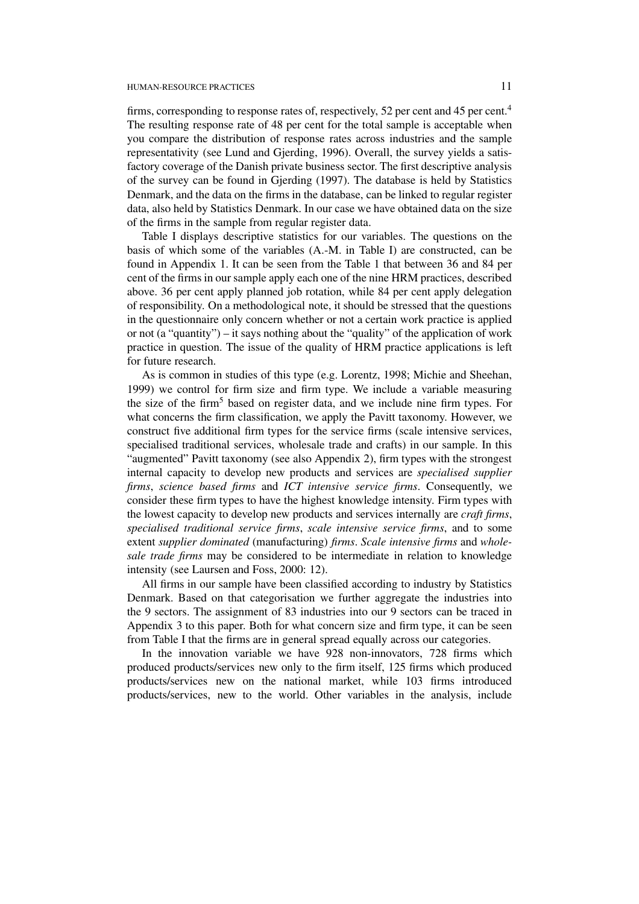firms, corresponding to response rates of, respectively, 52 per cent and 45 per cent.[4] The resulting response rate of 48 per cent for the total sample is acceptable when you compare the distribution of response rates across industries and the sample representativity (see Lund and Gjerding, 1996). Overall, the survey yields a satisfactory coverage of the Danish private business sector. The first descriptive analysis of the survey can be found in Gjerding (1997). The database is held by Statistics Denmark, and the data on the firms in the database, can be linked to regular register data, also held by Statistics Denmark. In our case we have obtained data on the size of the firms in the sample from regular register data.

Table I displays descriptive statistics for our variables. The questions on the basis of which some of the variables (A.-M. in Table I) are constructed, can be found in Appendix 1. It can be seen from the Table 1 that between 36 and 84 per cent of the firms in our sample apply each one of the nine HRM practices, described above. 36 per cent apply planned job rotation, while 84 per cent apply delegation of responsibility. On a methodological note, it should be stressed that the questions in the questionnaire only concern whether or not a certain work practice is applied or not (a "quantity") – it says nothing about the "quality" of the application of work practice in question. The issue of the quality of HRM practice applications is left for future research.

As is common in studies of this type (e.g. Lorentz, 1998; Michie and Sheehan, 1999) we control for firm size and firm type. We include a variable measuring the size of the firm[5] based on register data, and we include nine firm types. For what concerns the firm classification, we apply the Pavitt taxonomy. However, we construct five additional firm types for the service firms (scale intensive services, specialised traditional services, wholesale trade and crafts) in our sample. In this "augmented" Pavitt taxonomy (see also Appendix 2), firm types with the strongest internal capacity to develop new products and services are *specialised supplier firms*, *science based firms* and *ICT intensive service firms*. Consequently, we consider these firm types to have the highest knowledge intensity. Firm types with the lowest capacity to develop new products and services internally are *craft firms*, *specialised traditional service firms*, *scale intensive service firms*, and to some extent *supplier dominated* (manufacturing) *firms*. *Scale intensive firms* and *wholesale trade firms* may be considered to be intermediate in relation to knowledge intensity (see Laursen and Foss, 2000: 12).

All firms in our sample have been classified according to industry by Statistics Denmark. Based on that categorisation we further aggregate the industries into the 9 sectors. The assignment of 83 industries into our 9 sectors can be traced in Appendix 3 to this paper. Both for what concern size and firm type, it can be seen from Table I that the firms are in general spread equally across our categories.

In the innovation variable we have 928 non-innovators, 728 firms which produced products/services new only to the firm itself, 125 firms which produced products/services new on the national market, while 103 firms introduced products/services, new to the world. Other variables in the analysis, include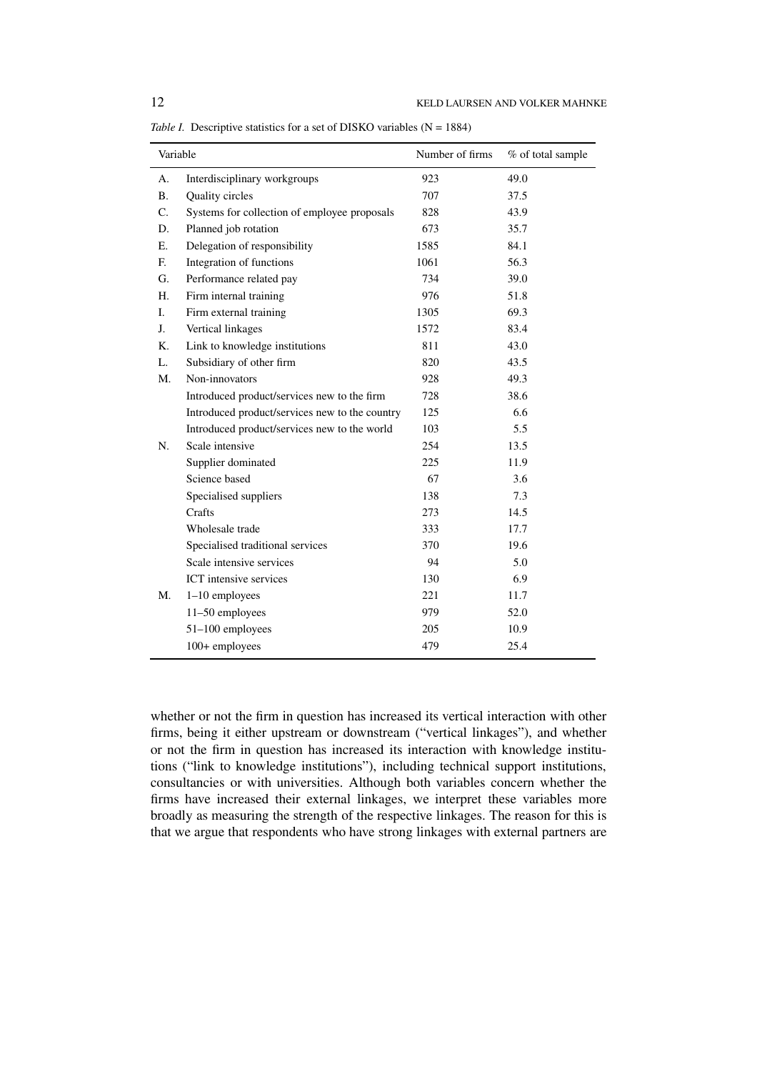*Table I.* Descriptive statistics for a set of DISKO variables (N = 1884)

| Variable | | Number of firms | % of total sample |
|---|---|---|---|
| A. | Interdisciplinary workgroups | 923 | 49.0 |
| B. | Quality circles | 707 | 37.5 |
| C. | Systems for collection of employee proposals | 828 | 43.9 |
| D. | Planned job rotation | 673 | 35.7 |
| E. | Delegation of responsibility | 1585 | 84.1 |
| F. | Integration of functions | 1061 | 56.3 |
| G. | Performance related pay | 734 | 39.0 |
| H. | Firm internal training | 976 | 51.8 |
| I. | Firm external training | 1305 | 69.3 |
| J. | Vertical linkages | 1572 | 83.4 |
| K. | Link to knowledge institutions | 811 | 43.0 |
| L. | Subsidiary of other firm | 820 | 43.5 |
| M. | Non-innovators | 928 | 49.3 |
| | Introduced product/services new to the firm | 728 | 38.6 |
| | Introduced product/services new to the country | 125 | 6.6 |
| | Introduced product/services new to the world | 103 | 5.5 |
| N. | Scale intensive | 254 | 13.5 |
| | Supplier dominated | 225 | 11.9 |
| | Science based | 67 | 3.6 |
| | Specialised suppliers | 138 | 7.3 |
| | Crafts | 273 | 14.5 |
| | Wholesale trade | 333 | 17.7 |
| | Specialised traditional services | 370 | 19.6 |
| | Scale intensive services | 94 | 5.0 |
| | ICT intensive services | 130 | 6.9 |
| M. | 1–10 employees | 221 | 11.7 |
| | 11–50 employees | 979 | 52.0 |
| | 51–100 employees | 205 | 10.9 |
| | 100+ employees | 479 | 25.4 |

whether or not the firm in question has increased its vertical interaction with other firms, being it either upstream or downstream ("vertical linkages"), and whether or not the firm in question has increased its interaction with knowledge institutions ("link to knowledge institutions"), including technical support institutions, consultancies or with universities. Although both variables concern whether the firms have increased their external linkages, we interpret these variables more broadly as measuring the strength of the respective linkages. The reason for this is that we argue that respondents who have strong linkages with external partners are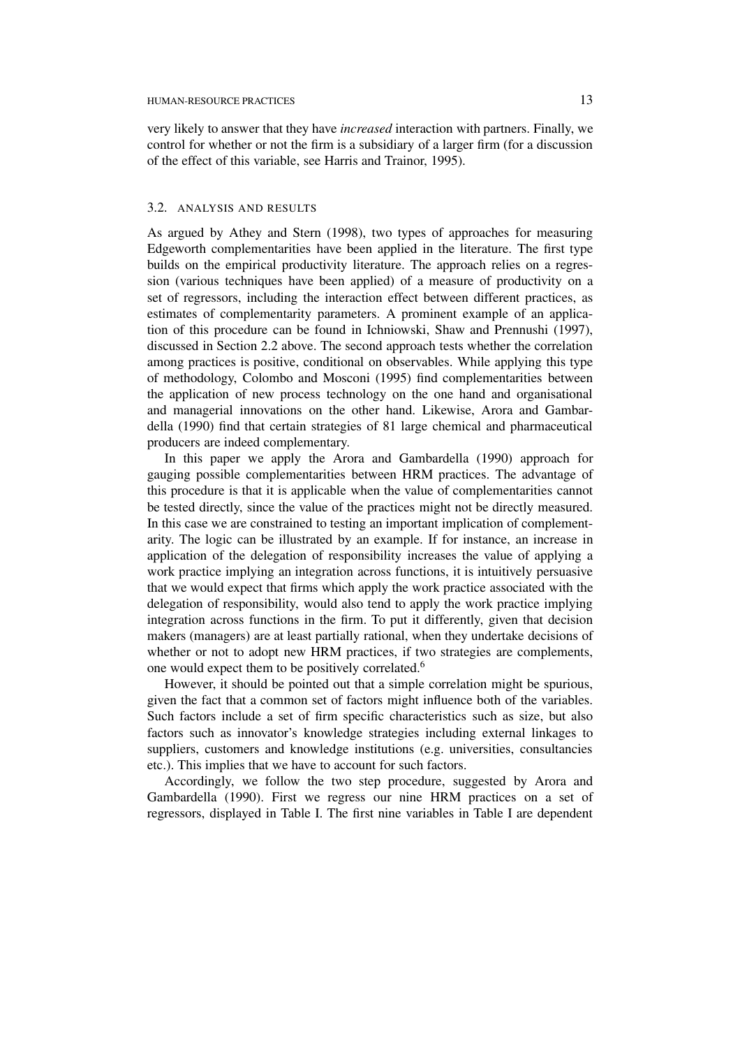very likely to answer that they have *increased* interaction with partners. Finally, we control for whether or not the firm is a subsidiary of a larger firm (for a discussion of the effect of this variable, see Harris and Trainor, 1995).

### 3.2. ANALYSIS AND RESULTS

As argued by Athey and Stern (1998), two types of approaches for measuring Edgeworth complementarities have been applied in the literature. The first type builds on the empirical productivity literature. The approach relies on a regression (various techniques have been applied) of a measure of productivity on a set of regressors, including the interaction effect between different practices, as estimates of complementarity parameters. A prominent example of an application of this procedure can be found in Ichniowski, Shaw and Prennushi (1997), discussed in Section 2.2 above. The second approach tests whether the correlation among practices is positive, conditional on observables. While applying this type of methodology, Colombo and Mosconi (1995) find complementarities between the application of new process technology on the one hand and organisational and managerial innovations on the other hand. Likewise, Arora and Gambardella (1990) find that certain strategies of 81 large chemical and pharmaceutical producers are indeed complementary.

In this paper we apply the Arora and Gambardella (1990) approach for gauging possible complementarities between HRM practices. The advantage of this procedure is that it is applicable when the value of complementarities cannot be tested directly, since the value of the practices might not be directly measured. In this case we are constrained to testing an important implication of complementarity. The logic can be illustrated by an example. If for instance, an increase in application of the delegation of responsibility increases the value of applying a work practice implying an integration across functions, it is intuitively persuasive that we would expect that firms which apply the work practice associated with the delegation of responsibility, would also tend to apply the work practice implying integration across functions in the firm. To put it differently, given that decision makers (managers) are at least partially rational, when they undertake decisions of whether or not to adopt new HRM practices, if two strategies are complements, one would expect them to be positively correlated.[6]

However, it should be pointed out that a simple correlation might be spurious, given the fact that a common set of factors might influence both of the variables. Such factors include a set of firm specific characteristics such as size, but also factors such as innovator's knowledge strategies including external linkages to suppliers, customers and knowledge institutions (e.g. universities, consultancies etc.). This implies that we have to account for such factors.

Accordingly, we follow the two step procedure, suggested by Arora and Gambardella (1990). First we regress our nine HRM practices on a set of regressors, displayed in Table I. The first nine variables in Table I are dependent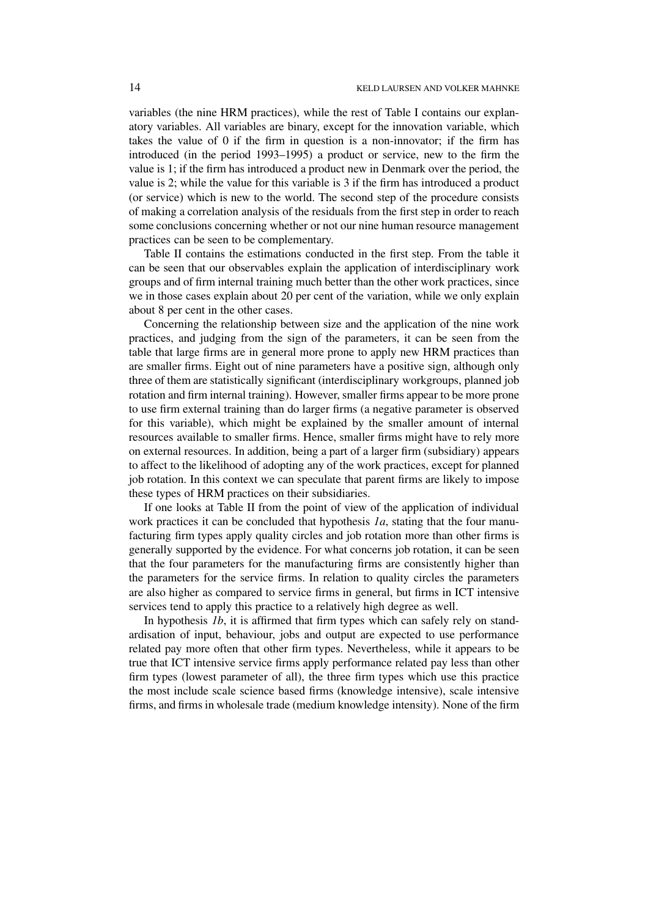variables (the nine HRM practices), while the rest of Table I contains our explanatory variables. All variables are binary, except for the innovation variable, which takes the value of 0 if the firm in question is a non-innovator; if the firm has introduced (in the period 1993–1995) a product or service, new to the firm the value is 1; if the firm has introduced a product new in Denmark over the period, the value is 2; while the value for this variable is 3 if the firm has introduced a product (or service) which is new to the world. The second step of the procedure consists of making a correlation analysis of the residuals from the first step in order to reach some conclusions concerning whether or not our nine human resource management practices can be seen to be complementary.

Table II contains the estimations conducted in the first step. From the table it can be seen that our observables explain the application of interdisciplinary work groups and of firm internal training much better than the other work practices, since we in those cases explain about 20 per cent of the variation, while we only explain about 8 per cent in the other cases.

Concerning the relationship between size and the application of the nine work practices, and judging from the sign of the parameters, it can be seen from the table that large firms are in general more prone to apply new HRM practices than are smaller firms. Eight out of nine parameters have a positive sign, although only three of them are statistically significant (interdisciplinary workgroups, planned job rotation and firm internal training). However, smaller firms appear to be more prone to use firm external training than do larger firms (a negative parameter is observed for this variable), which might be explained by the smaller amount of internal resources available to smaller firms. Hence, smaller firms might have to rely more on external resources. In addition, being a part of a larger firm (subsidiary) appears to affect to the likelihood of adopting any of the work practices, except for planned job rotation. In this context we can speculate that parent firms are likely to impose these types of HRM practices on their subsidiaries.

If one looks at Table II from the point of view of the application of individual work practices it can be concluded that hypothesis *1a*, stating that the four manufacturing firm types apply quality circles and job rotation more than other firms is generally supported by the evidence. For what concerns job rotation, it can be seen that the four parameters for the manufacturing firms are consistently higher than the parameters for the service firms. In relation to quality circles the parameters are also higher as compared to service firms in general, but firms in ICT intensive services tend to apply this practice to a relatively high degree as well.

In hypothesis *1b*, it is affirmed that firm types which can safely rely on standardisation of input, behaviour, jobs and output are expected to use performance related pay more often that other firm types. Nevertheless, while it appears to be true that ICT intensive service firms apply performance related pay less than other firm types (lowest parameter of all), the three firm types which use this practice the most include scale science based firms (knowledge intensive), scale intensive firms, and firms in wholesale trade (medium knowledge intensity). None of the firm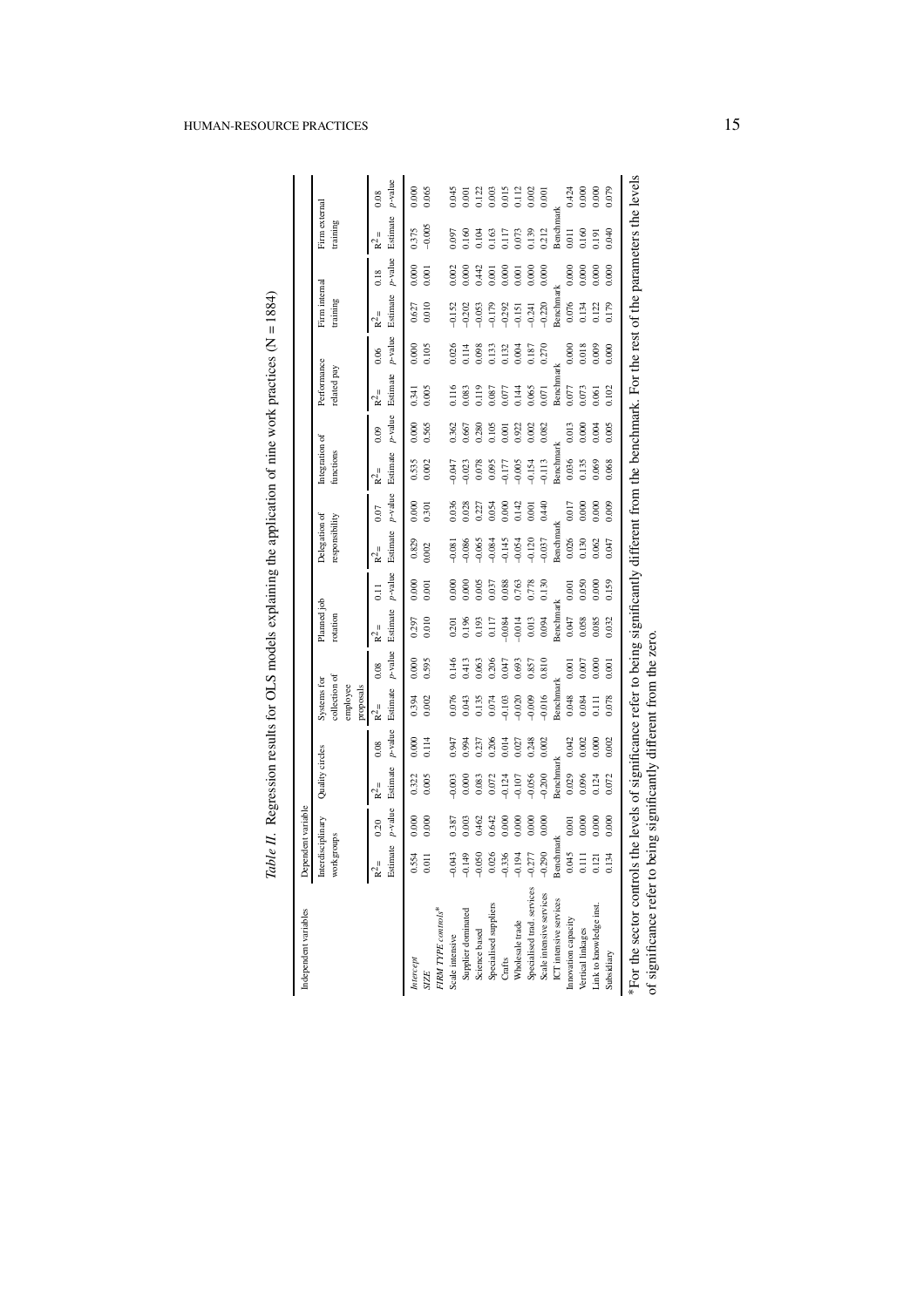*Table II.* Regression results for OLS models explaining the application of nine work practices (N = 1884)

| Independent variables | Dependent variable | | | | | | | | | | | | | | | | | |
|---|---|---|---|---|---|---|---|---|---|---|---|---|---|---|---|---|---|---|
| | Interdisciplinary workgroups | | Quality circles | | Systems for collection of employee proposals | | Planned job rotation | | Delegation of responsibility | | Integration of functions | | Performance related pay | | Firm internal training | | Firm external training | |
| | $R^2$ = 0.20 | | $R^2$ = 0.08 | | $R^2$ = 0.08 | | $R^2$ = 0.11 | | $R^2$ = 0.07 | | $R^2$ = 0.09 | | $R^2$ = 0.06 | | $R^2$ = 0.18 | | $R^2$ = 0.08 | |
| | Estimate | *p*-value | Estimate | *p*-value | Estimate | *p*-value | Estimate | *p*-value | Estimate | *p*-value | Estimate | *p*-value | Estimate | *p*-value | Estimate | *p*-value | Estimate | *p*-value |
| *Intercept* | 0.554 | 0.000 | 0.322 | 0.000 | 0.394 | 0.000 | 0.297 | 0.000 | 0.829 | 0.000 | 0.535 | 0.000 | 0.341 | 0.000 | 0.627 | 0.000 | 0.375 | 0.000 |
| *SIZE* | 0.011 | 0.000 | 0.005 | 0.114 | 0.002 | 0.595 | 0.010 | 0.001 | 0.002 | 0.301 | 0.002 | 0.565 | 0.005 | 0.105 | 0.010 | 0.001 | −0.005 | 0.065 |
| *FIRM TYPE controls** | | | | | | | | | | | | | | | | | | |
| Scale intensive | −0.043 | 0.387 | −0.003 | 0.947 | 0.076 | 0.146 | 0.201 | 0.000 | −0.081 | 0.036 | −0.047 | 0.362 | 0.116 | 0.026 | −0.152 | 0.002 | 0.097 | 0.045 |
| Supplier dominated | −0.149 | 0.003 | 0.000 | 0.994 | 0.043 | 0.413 | 0.196 | 0.000 | −0.086 | 0.028 | −0.023 | 0.667 | 0.083 | 0.114 | −0.202 | 0.000 | 0.160 | 0.001 |
| Science based | −0.050 | 0.462 | 0.083 | 0.237 | 0.135 | 0.063 | 0.193 | 0.005 | −0.065 | 0.227 | 0.078 | 0.280 | 0.119 | 0.098 | −0.053 | 0.442 | 0.104 | 0.122 |
| Specialised suppliers | 0.026 | 0.642 | 0.072 | 0.206 | 0.074 | 0.206 | 0.117 | 0.037 | −0.084 | 0.054 | 0.095 | 0.105 | 0.087 | 0.133 | −0.179 | 0.001 | 0.163 | 0.003 |
| Crafts | −0.336 | 0.000 | −0.124 | 0.014 | −0.103 | 0.047 | −0.084 | 0.088 | −0.145 | 0.000 | −0.177 | 0.001 | 0.077 | 0.132 | −0.292 | 0.000 | 0.117 | 0.015 |
| Wholesale trade | −0.194 | 0.000 | −0.107 | 0.027 | −0.020 | 0.693 | −0.014 | 0.763 | −0.054 | 0.142 | −0.005 | 0.922 | 0.144 | 0.004 | −0.151 | 0.001 | 0.073 | 0.112 |
| Specialised trad. services | −0.277 | 0.000 | −0.056 | 0.248 | −0.009 | 0.857 | 0.013 | 0.778 | −0.120 | 0.001 | −0.154 | 0.002 | 0.065 | 0.187 | −0.241 | 0.000 | 0.139 | 0.002 |
| Scale intensive services | −0.290 | 0.000 | −0.200 | 0.002 | −0.016 | 0.810 | 0.094 | 0.130 | −0.037 | 0.440 | −0.113 | 0.082 | 0.071 | 0.270 | −0.220 | 0.000 | 0.212 | 0.001 |
| ICT intensive services | Benchmark | | Benchmark | | Benchmark | | Benchmark | | Benchmark | | Benchmark | | Benchmark | | Benchmark | | Benchmark | |
| Innovation capacity | 0.045 | 0.001 | 0.029 | 0.042 | 0.048 | 0.001 | 0.047 | 0.001 | 0.026 | 0.017 | 0.036 | 0.013 | 0.077 | 0.000 | 0.076 | 0.000 | 0.011 | 0.424 |
| Vertical linkages | 0.111 | 0.000 | 0.096 | 0.002 | 0.084 | 0.007 | 0.058 | 0.050 | 0.130 | 0.000 | 0.135 | 0.000 | 0.073 | 0.018 | 0.134 | 0.000 | 0.160 | 0.000 |
| Link to knowledge inst. | 0.121 | 0.000 | 0.124 | 0.000 | 0.111 | 0.000 | 0.085 | 0.000 | 0.062 | 0.000 | 0.069 | 0.004 | 0.061 | 0.009 | 0.122 | 0.000 | 0.191 | 0.000 |
| Subsidiary | 0.134 | 0.000 | 0.072 | 0.002 | 0.078 | 0.001 | 0.032 | 0.159 | 0.047 | 0.009 | 0.068 | 0.005 | 0.102 | 0.000 | 0.179 | 0.000 | 0.040 | 0.079 |

*For the sector controls the levels of significance refer to being significantly different from the benchmark. For the rest of the parameters the levels of significance refer to being significantly different from the zero.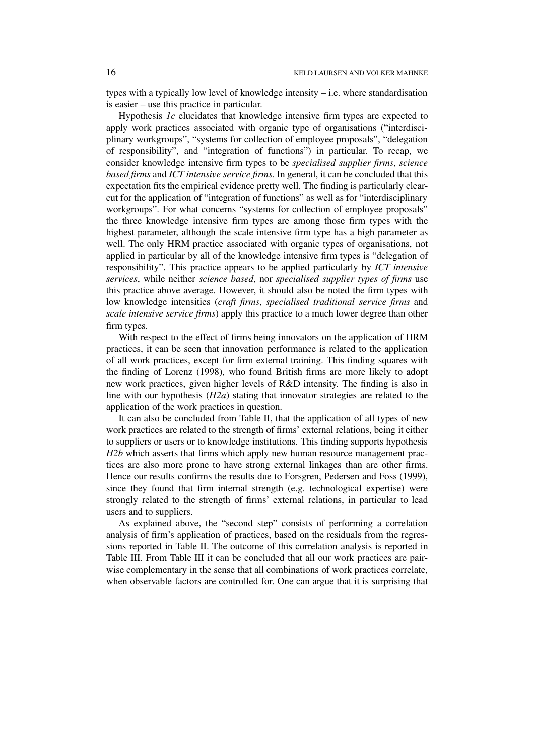types with a typically low level of knowledge intensity – i.e. where standardisation is easier – use this practice in particular.

Hypothesis *1c* elucidates that knowledge intensive firm types are expected to apply work practices associated with organic type of organisations ("interdisciplinary workgroups", "systems for collection of employee proposals", "delegation of responsibility", and "integration of functions") in particular. To recap, we consider knowledge intensive firm types to be *specialised supplier firms*, *science based firms* and *ICT intensive service firms*. In general, it can be concluded that this expectation fits the empirical evidence pretty well. The finding is particularly clear-cut for the application of "integration of functions" as well as for "interdisciplinary workgroups". For what concerns "systems for collection of employee proposals" the three knowledge intensive firm types are among those firm types with the highest parameter, although the scale intensive firm type has a high parameter as well. The only HRM practice associated with organic types of organisations, not applied in particular by all of the knowledge intensive firm types is "delegation of responsibility". This practice appears to be applied particularly by *ICT intensive services*, while neither *science based*, nor *specialised supplier types of firms* use this practice above average. However, it should also be noted the firm types with low knowledge intensities (*craft firms*, *specialised traditional service firms* and *scale intensive service firms*) apply this practice to a much lower degree than other firm types.

With respect to the effect of firms being innovators on the application of HRM practices, it can be seen that innovation performance is related to the application of all work practices, except for firm external training. This finding squares with the finding of Lorenz (1998), who found British firms are more likely to adopt new work practices, given higher levels of R&D intensity. The finding is also in line with our hypothesis (*H2a*) stating that innovator strategies are related to the application of the work practices in question.

It can also be concluded from Table II, that the application of all types of new work practices are related to the strength of firms' external relations, being it either to suppliers or users or to knowledge institutions. This finding supports hypothesis *H2b* which asserts that firms which apply new human resource management practices are also more prone to have strong external linkages than are other firms. Hence our results confirms the results due to Forsgren, Pedersen and Foss (1999), since they found that firm internal strength (e.g. technological expertise) were strongly related to the strength of firms' external relations, in particular to lead users and to suppliers.

As explained above, the "second step" consists of performing a correlation analysis of firm's application of practices, based on the residuals from the regressions reported in Table II. The outcome of this correlation analysis is reported in Table III. From Table III it can be concluded that all our work practices are pairwise complementary in the sense that all combinations of work practices correlate, when observable factors are controlled for. One can argue that it is surprising that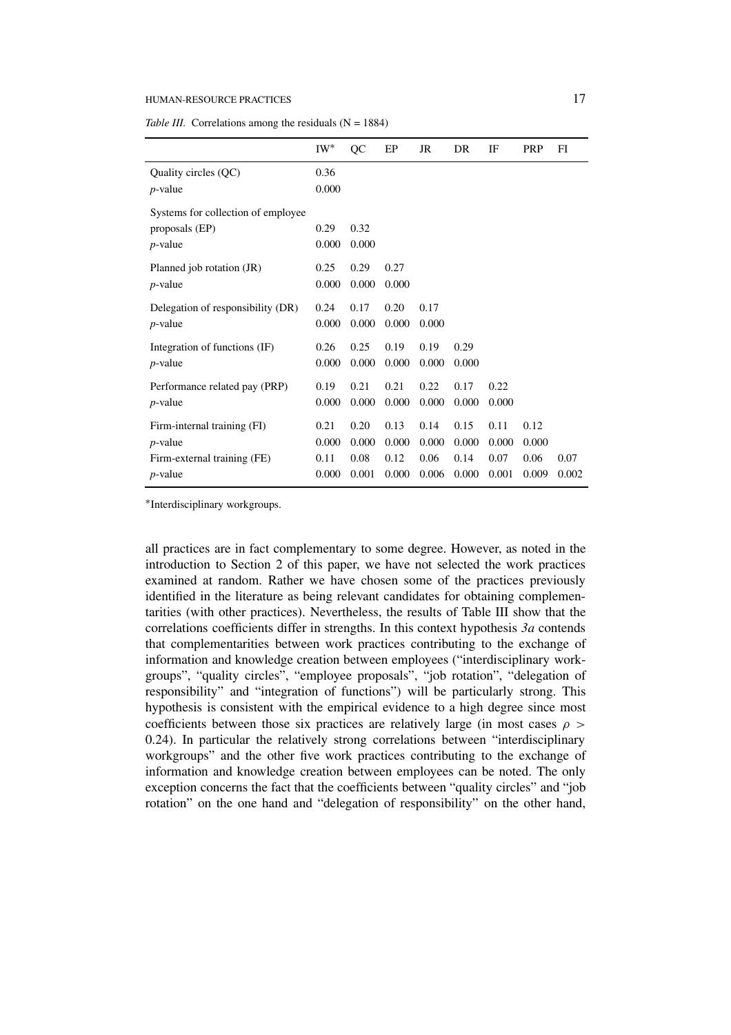*Table III.* Correlations among the residuals (N = 1884)

| | IW* | QC | EP | JR | DR | IF | PRP | FI |
|---|---|---|---|---|---|---|---|---|
| Quality circles (QC) | 0.36 | | | | | | | |
| *p*-value | 0.000 | | | | | | | |
| Systems for collection of employee proposals (EP) | 0.29 | 0.32 | | | | | | |
| *p*-value | 0.000 | 0.000 | | | | | | |
| Planned job rotation (JR) | 0.25 | 0.29 | 0.27 | | | | | |
| *p*-value | 0.000 | 0.000 | 0.000 | | | | | |
| Delegation of responsibility (DR) | 0.24 | 0.17 | 0.20 | 0.17 | | | | |
| *p*-value | 0.000 | 0.000 | 0.000 | 0.000 | | | | |
| Integration of functions (IF) | 0.26 | 0.25 | 0.19 | 0.19 | 0.29 | | | |
| *p*-value | 0.000 | 0.000 | 0.000 | 0.000 | 0.000 | | | |
| Performance related pay (PRP) | 0.19 | 0.21 | 0.21 | 0.22 | 0.17 | 0.22 | | |
| *p*-value | 0.000 | 0.000 | 0.000 | 0.000 | 0.000 | 0.000 | | |
| Firm-internal training (FI) | 0.21 | 0.20 | 0.13 | 0.14 | 0.15 | 0.11 | 0.12 | |
| *p*-value | 0.000 | 0.000 | 0.000 | 0.000 | 0.000 | 0.000 | 0.000 | |
| Firm-external training (FE) | 0.11 | 0.08 | 0.12 | 0.06 | 0.14 | 0.07 | 0.06 | 0.07 |
| *p*-value | 0.000 | 0.001 | 0.000 | 0.006 | 0.000 | 0.001 | 0.009 | 0.002 |

*Interdisciplinary workgroups.

all practices are in fact complementary to some degree. However, as noted in the introduction to Section 2 of this paper, we have not selected the work practices examined at random. Rather we have chosen some of the practices previously identified in the literature as being relevant candidates for obtaining complementarities (with other practices). Nevertheless, the results of Table III show that the correlations coefficients differ in strengths. In this context hypothesis *3a* contends that complementarities between work practices contributing to the exchange of information and knowledge creation between employees ("interdisciplinary workgroups", "quality circles", "employee proposals", "job rotation", "delegation of responsibility" and "integration of functions") will be particularly strong. This hypothesis is consistent with the empirical evidence to a high degree since most coefficients between those six practices are relatively large (in most cases $\rho > 0.24$). In particular the relatively strong correlations between "interdisciplinary workgroups" and the other five work practices contributing to the exchange of information and knowledge creation between employees can be noted. The only exception concerns the fact that the coefficients between "quality circles" and "job rotation" on the one hand and "delegation of responsibility" on the other hand,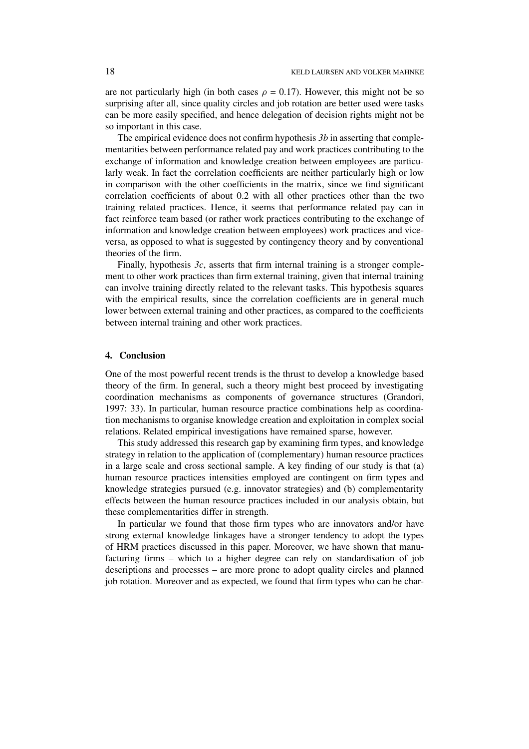are not particularly high (in both cases $\rho$ = 0.17). However, this might not be so surprising after all, since quality circles and job rotation are better used were tasks can be more easily specified, and hence delegation of decision rights might not be so important in this case.

The empirical evidence does not confirm hypothesis *3b* in asserting that complementarities between performance related pay and work practices contributing to the exchange of information and knowledge creation between employees are particularly weak. In fact the correlation coefficients are neither particularly high or low in comparison with the other coefficients in the matrix, since we find significant correlation coefficients of about 0.2 with all other practices other than the two training related practices. Hence, it seems that performance related pay can in fact reinforce team based (or rather work practices contributing to the exchange of information and knowledge creation between employees) work practices and vice-versa, as opposed to what is suggested by contingency theory and by conventional theories of the firm.

Finally, hypothesis *3c*, asserts that firm internal training is a stronger complement to other work practices than firm external training, given that internal training can involve training directly related to the relevant tasks. This hypothesis squares with the empirical results, since the correlation coefficients are in general much lower between external training and other practices, as compared to the coefficients between internal training and other work practices.

## 4. Conclusion

One of the most powerful recent trends is the thrust to develop a knowledge based theory of the firm. In general, such a theory might best proceed by investigating coordination mechanisms as components of governance structures (Grandori, 1997: 33). In particular, human resource practice combinations help as coordination mechanisms to organise knowledge creation and exploitation in complex social relations. Related empirical investigations have remained sparse, however.

This study addressed this research gap by examining firm types, and knowledge strategy in relation to the application of (complementary) human resource practices in a large scale and cross sectional sample. A key finding of our study is that (a) human resource practices intensities employed are contingent on firm types and knowledge strategies pursued (e.g. innovator strategies) and (b) complementarity effects between the human resource practices included in our analysis obtain, but these complementarities differ in strength.

In particular we found that those firm types who are innovators and/or have strong external knowledge linkages have a stronger tendency to adopt the types of HRM practices discussed in this paper. Moreover, we have shown that manufacturing firms – which to a higher degree can rely on standardisation of job descriptions and processes – are more prone to adopt quality circles and planned job rotation. Moreover and as expected, we found that firm types who can be char-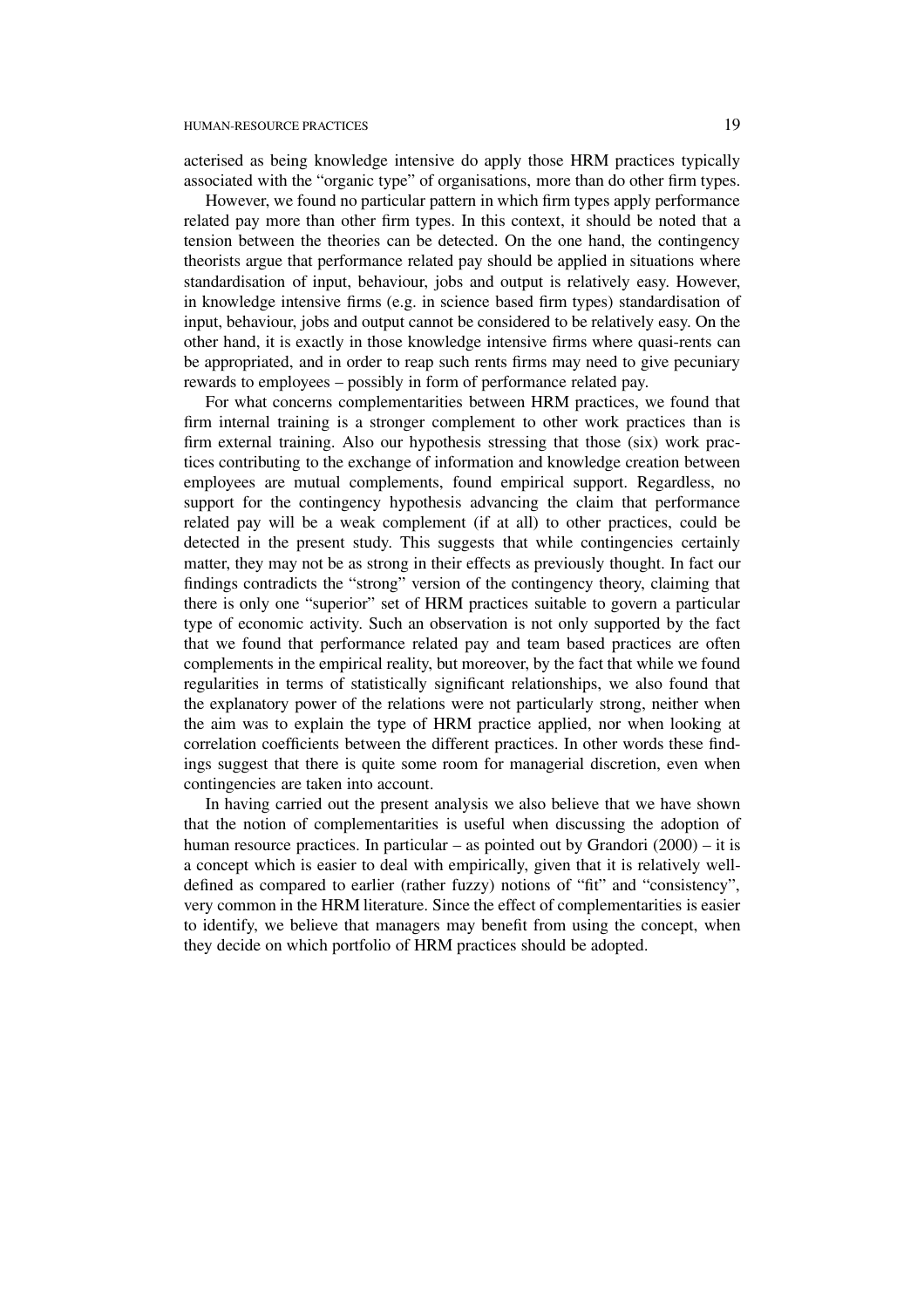acterised as being knowledge intensive do apply those HRM practices typically associated with the "organic type" of organisations, more than do other firm types.

However, we found no particular pattern in which firm types apply performance related pay more than other firm types. In this context, it should be noted that a tension between the theories can be detected. On the one hand, the contingency theorists argue that performance related pay should be applied in situations where standardisation of input, behaviour, jobs and output is relatively easy. However, in knowledge intensive firms (e.g. in science based firm types) standardisation of input, behaviour, jobs and output cannot be considered to be relatively easy. On the other hand, it is exactly in those knowledge intensive firms where quasi-rents can be appropriated, and in order to reap such rents firms may need to give pecuniary rewards to employees – possibly in form of performance related pay.

For what concerns complementarities between HRM practices, we found that firm internal training is a stronger complement to other work practices than is firm external training. Also our hypothesis stressing that those (six) work practices contributing to the exchange of information and knowledge creation between employees are mutual complements, found empirical support. Regardless, no support for the contingency hypothesis advancing the claim that performance related pay will be a weak complement (if at all) to other practices, could be detected in the present study. This suggests that while contingencies certainly matter, they may not be as strong in their effects as previously thought. In fact our findings contradicts the "strong" version of the contingency theory, claiming that there is only one "superior" set of HRM practices suitable to govern a particular type of economic activity. Such an observation is not only supported by the fact that we found that performance related pay and team based practices are often complements in the empirical reality, but moreover, by the fact that while we found regularities in terms of statistically significant relationships, we also found that the explanatory power of the relations were not particularly strong, neither when the aim was to explain the type of HRM practice applied, nor when looking at correlation coefficients between the different practices. In other words these findings suggest that there is quite some room for managerial discretion, even when contingencies are taken into account.

In having carried out the present analysis we also believe that we have shown that the notion of complementarities is useful when discussing the adoption of human resource practices. In particular – as pointed out by Grandori (2000) – it is a concept which is easier to deal with empirically, given that it is relatively well-defined as compared to earlier (rather fuzzy) notions of "fit" and "consistency", very common in the HRM literature. Since the effect of complementarities is easier to identify, we believe that managers may benefit from using the concept, when they decide on which portfolio of HRM practices should be adopted.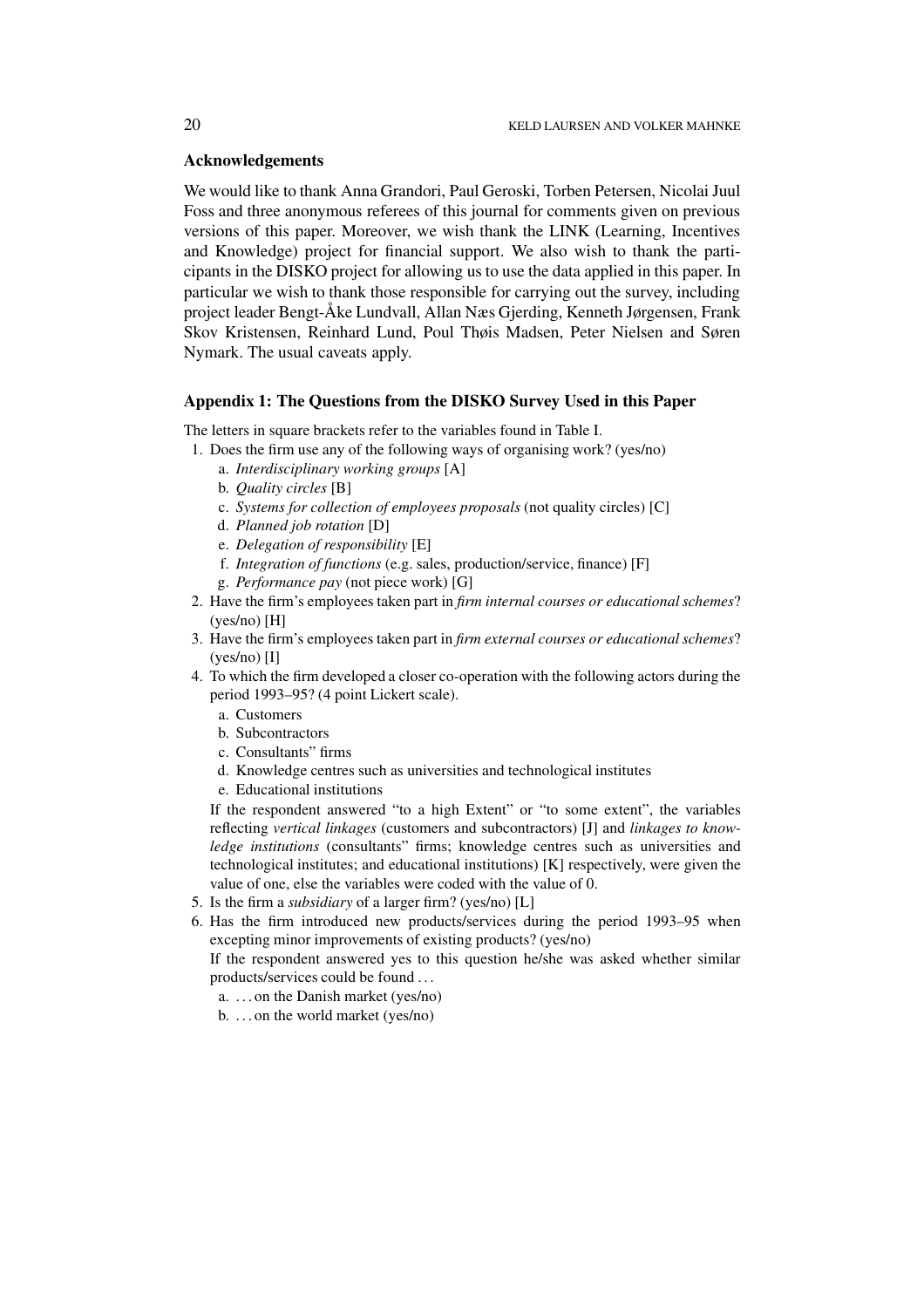## Acknowledgements

We would like to thank Anna Grandori, Paul Geroski, Torben Petersen, Nicolai Juul Foss and three anonymous referees of this journal for comments given on previous versions of this paper. Moreover, we wish thank the LINK (Learning, Incentives and Knowledge) project for financial support. We also wish to thank the participants in the DISKO project for allowing us to use the data applied in this paper. In particular we wish to thank those responsible for carrying out the survey, including project leader Bengt-Åke Lundvall, Allan Næs Gjerding, Kenneth Jørgensen, Frank Skov Kristensen, Reinhard Lund, Poul Thøis Madsen, Peter Nielsen and Søren Nymark. The usual caveats apply.

## Appendix 1: The Questions from the DISKO Survey Used in this Paper

The letters in square brackets refer to the variables found in Table I.

1. Does the firm use any of the following ways of organising work? (yes/no)
   a. *Interdisciplinary working groups* [A]
   b. *Quality circles* [B]
   c. *Systems for collection of employees proposals* (not quality circles) [C]
   d. *Planned job rotation* [D]
   e. *Delegation of responsibility* [E]
   f. *Integration of functions* (e.g. sales, production/service, finance) [F]
   g. *Performance pay* (not piece work) [G]
2. Have the firm's employees taken part in *firm internal courses or educational schemes*? (yes/no) [H]
3. Have the firm's employees taken part in *firm external courses or educational schemes*? (yes/no) [I]
4. To which the firm developed a closer co-operation with the following actors during the period 1993–95? (4 point Lickert scale).
   a. Customers
   b. Subcontractors
   c. Consultants" firms
   d. Knowledge centres such as universities and technological institutes
   e. Educational institutions

   If the respondent answered "to a high Extent" or "to some extent", the variables reflecting *vertical linkages* (customers and subcontractors) [J] and *linkages to knowledge institutions* (consultants" firms; knowledge centres such as universities and technological institutes; and educational institutions) [K] respectively, were given the value of one, else the variables were coded with the value of 0.
5. Is the firm a *subsidiary* of a larger firm? (yes/no) [L]
6. Has the firm introduced new products/services during the period 1993–95 when excepting minor improvements of existing products? (yes/no)

   If the respondent answered yes to this question he/she was asked whether similar products/services could be found …
   a. … on the Danish market (yes/no)
   b. … on the world market (yes/no)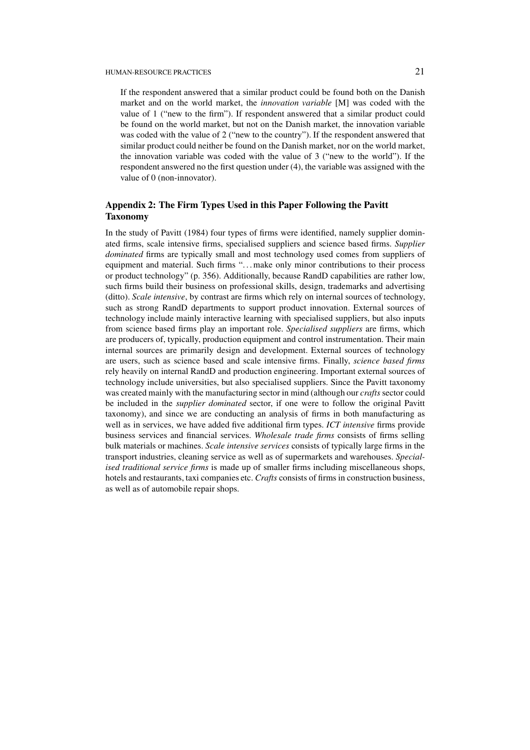If the respondent answered that a similar product could be found both on the Danish market and on the world market, the *innovation variable* [M] was coded with the value of 1 ("new to the firm"). If respondent answered that a similar product could be found on the world market, but not on the Danish market, the innovation variable was coded with the value of 2 ("new to the country"). If the respondent answered that similar product could neither be found on the Danish market, nor on the world market, the innovation variable was coded with the value of 3 ("new to the world"). If the respondent answered no the first question under (4), the variable was assigned with the value of 0 (non-innovator).

## Appendix 2: The Firm Types Used in this Paper Following the Pavitt Taxonomy

In the study of Pavitt (1984) four types of firms were identified, namely supplier dominated firms, scale intensive firms, specialised suppliers and science based firms. *Supplier dominated* firms are typically small and most technology used comes from suppliers of equipment and material. Such firms "...make only minor contributions to their process or product technology" (p. 356). Additionally, because RandD capabilities are rather low, such firms build their business on professional skills, design, trademarks and advertising (ditto). *Scale intensive*, by contrast are firms which rely on internal sources of technology, such as strong RandD departments to support product innovation. External sources of technology include mainly interactive learning with specialised suppliers, but also inputs from science based firms play an important role. *Specialised suppliers* are firms, which are producers of, typically, production equipment and control instrumentation. Their main internal sources are primarily design and development. External sources of technology are users, such as science based and scale intensive firms. Finally, *science based firms* rely heavily on internal RandD and production engineering. Important external sources of technology include universities, but also specialised suppliers. Since the Pavitt taxonomy was created mainly with the manufacturing sector in mind (although our *crafts* sector could be included in the *supplier dominated* sector, if one were to follow the original Pavitt taxonomy), and since we are conducting an analysis of firms in both manufacturing as well as in services, we have added five additional firm types. *ICT intensive* firms provide business services and financial services. *Wholesale trade firms* consists of firms selling bulk materials or machines. *Scale intensive services* consists of typically large firms in the transport industries, cleaning service as well as of supermarkets and warehouses. *Specialised traditional service firms* is made up of smaller firms including miscellaneous shops, hotels and restaurants, taxi companies etc. *Crafts* consists of firms in construction business, as well as of automobile repair shops.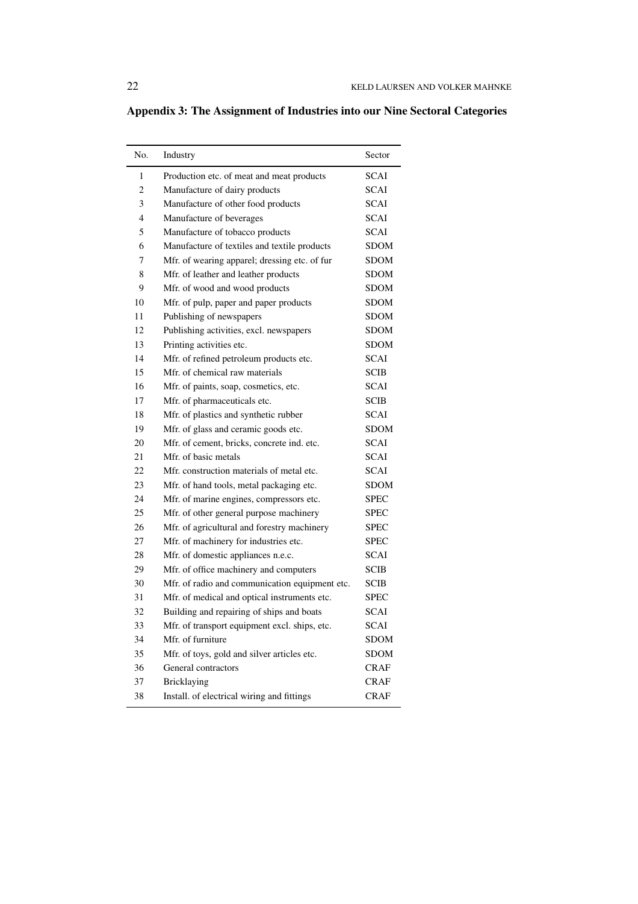## Appendix 3: The Assignment of Industries into our Nine Sectoral Categories

| No. | Industry | Sector |
|---|---|---|
| 1 | Production etc. of meat and meat products | SCAI |
| 2 | Manufacture of dairy products | SCAI |
| 3 | Manufacture of other food products | SCAI |
| 4 | Manufacture of beverages | SCAI |
| 5 | Manufacture of tobacco products | SCAI |
| 6 | Manufacture of textiles and textile products | SDOM |
| 7 | Mfr. of wearing apparel; dressing etc. of fur | SDOM |
| 8 | Mfr. of leather and leather products | SDOM |
| 9 | Mfr. of wood and wood products | SDOM |
| 10 | Mfr. of pulp, paper and paper products | SDOM |
| 11 | Publishing of newspapers | SDOM |
| 12 | Publishing activities, excl. newspapers | SDOM |
| 13 | Printing activities etc. | SDOM |
| 14 | Mfr. of refined petroleum products etc. | SCAI |
| 15 | Mfr. of chemical raw materials | SCIB |
| 16 | Mfr. of paints, soap, cosmetics, etc. | SCAI |
| 17 | Mfr. of pharmaceuticals etc. | SCIB |
| 18 | Mfr. of plastics and synthetic rubber | SCAI |
| 19 | Mfr. of glass and ceramic goods etc. | SDOM |
| 20 | Mfr. of cement, bricks, concrete ind. etc. | SCAI |
| 21 | Mfr. of basic metals | SCAI |
| 22 | Mfr. construction materials of metal etc. | SCAI |
| 23 | Mfr. of hand tools, metal packaging etc. | SDOM |
| 24 | Mfr. of marine engines, compressors etc. | SPEC |
| 25 | Mfr. of other general purpose machinery | SPEC |
| 26 | Mfr. of agricultural and forestry machinery | SPEC |
| 27 | Mfr. of machinery for industries etc. | SPEC |
| 28 | Mfr. of domestic appliances n.e.c. | SCAI |
| 29 | Mfr. of office machinery and computers | SCIB |
| 30 | Mfr. of radio and communication equipment etc. | SCIB |
| 31 | Mfr. of medical and optical instruments etc. | SPEC |
| 32 | Building and repairing of ships and boats | SCAI |
| 33 | Mfr. of transport equipment excl. ships, etc. | SCAI |
| 34 | Mfr. of furniture | SDOM |
| 35 | Mfr. of toys, gold and silver articles etc. | SDOM |
| 36 | General contractors | CRAF |
| 37 | Bricklaying | CRAF |
| 38 | Install. of electrical wiring and fittings | CRAF |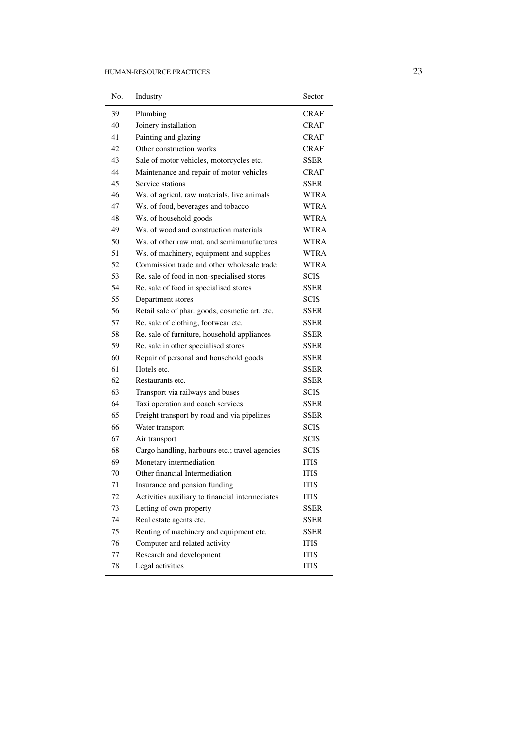| No. | Industry | Sector |
|---|---|---|
| 39 | Plumbing | CRAF |
| 40 | Joinery installation | CRAF |
| 41 | Painting and glazing | CRAF |
| 42 | Other construction works | CRAF |
| 43 | Sale of motor vehicles, motorcycles etc. | SSER |
| 44 | Maintenance and repair of motor vehicles | CRAF |
| 45 | Service stations | SSER |
| 46 | Ws. of agricul. raw materials, live animals | WTRA |
| 47 | Ws. of food, beverages and tobacco | WTRA |
| 48 | Ws. of household goods | WTRA |
| 49 | Ws. of wood and construction materials | WTRA |
| 50 | Ws. of other raw mat. and semimanufactures | WTRA |
| 51 | Ws. of machinery, equipment and supplies | WTRA |
| 52 | Commission trade and other wholesale trade | WTRA |
| 53 | Re. sale of food in non-specialised stores | SCIS |
| 54 | Re. sale of food in specialised stores | SSER |
| 55 | Department stores | SCIS |
| 56 | Retail sale of phar. goods, cosmetic art. etc. | SSER |
| 57 | Re. sale of clothing, footwear etc. | SSER |
| 58 | Re. sale of furniture, household appliances | SSER |
| 59 | Re. sale in other specialised stores | SSER |
| 60 | Repair of personal and household goods | SSER |
| 61 | Hotels etc. | SSER |
| 62 | Restaurants etc. | SSER |
| 63 | Transport via railways and buses | SCIS |
| 64 | Taxi operation and coach services | SSER |
| 65 | Freight transport by road and via pipelines | SSER |
| 66 | Water transport | SCIS |
| 67 | Air transport | SCIS |
| 68 | Cargo handling, harbours etc.; travel agencies | SCIS |
| 69 | Monetary intermediation | ITIS |
| 70 | Other financial Intermediation | ITIS |
| 71 | Insurance and pension funding | ITIS |
| 72 | Activities auxiliary to financial intermediates | ITIS |
| 73 | Letting of own property | SSER |
| 74 | Real estate agents etc. | SSER |
| 75 | Renting of machinery and equipment etc. | SSER |
| 76 | Computer and related activity | ITIS |
| 77 | Research and development | ITIS |
| 78 | Legal activities | ITIS |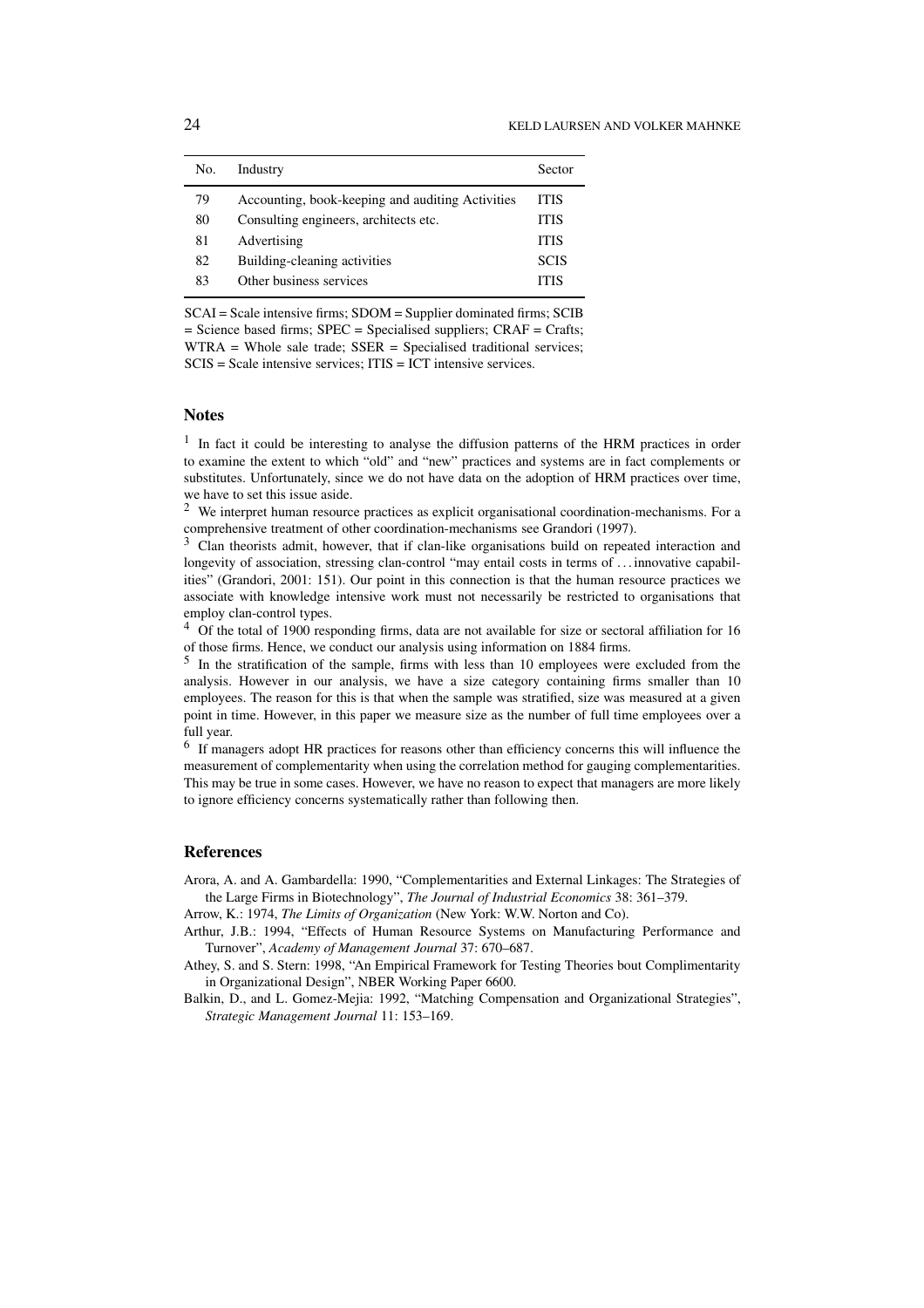| No. | Industry | Sector |
|---|---|---|
| 79 | Accounting, book-keeping and auditing Activities | ITIS |
| 80 | Consulting engineers, architects etc. | ITIS |
| 81 | Advertising | ITIS |
| 82 | Building-cleaning activities | SCIS |
| 83 | Other business services | ITIS |

SCAI = Scale intensive firms; SDOM = Supplier dominated firms; SCIB = Science based firms; SPEC = Specialised suppliers; CRAF = Crafts; WTRA = Whole sale trade; SSER = Specialised traditional services; SCIS = Scale intensive services; ITIS = ICT intensive services.

## Notes

[1] In fact it could be interesting to analyse the diffusion patterns of the HRM practices in order to examine the extent to which "old" and "new" practices and systems are in fact complements or substitutes. Unfortunately, since we do not have data on the adoption of HRM practices over time, we have to set this issue aside.

[2] We interpret human resource practices as explicit organisational coordination-mechanisms. For a comprehensive treatment of other coordination-mechanisms see Grandori (1997).

[3] Clan theorists admit, however, that if clan-like organisations build on repeated interaction and longevity of association, stressing clan-control "may entail costs in terms of ... innovative capabilities" (Grandori, 2001: 151). Our point in this connection is that the human resource practices we associate with knowledge intensive work must not necessarily be restricted to organisations that employ clan-control types.

[4] Of the total of 1900 responding firms, data are not available for size or sectoral affiliation for 16 of those firms. Hence, we conduct our analysis using information on 1884 firms.

[5] In the stratification of the sample, firms with less than 10 employees were excluded from the analysis. However in our analysis, we have a size category containing firms smaller than 10 employees. The reason for this is that when the sample was stratified, size was measured at a given point in time. However, in this paper we measure size as the number of full time employees over a full year.

[6] If managers adopt HR practices for reasons other than efficiency concerns this will influence the measurement of complementarity when using the correlation method for gauging complementarities. This may be true in some cases. However, we have no reason to expect that managers are more likely to ignore efficiency concerns systematically rather than following then.

## References

Arora, A. and A. Gambardella: 1990, "Complementarities and External Linkages: The Strategies of the Large Firms in Biotechnology", *The Journal of Industrial Economics* 38: 361–379.

Arrow, K.: 1974, *The Limits of Organization* (New York: W.W. Norton and Co).

Arthur, J.B.: 1994, "Effects of Human Resource Systems on Manufacturing Performance and Turnover", *Academy of Management Journal* 37: 670–687.

Athey, S. and S. Stern: 1998, "An Empirical Framework for Testing Theories bout Complimentarity in Organizational Design", NBER Working Paper 6600.

Balkin, D., and L. Gomez-Mejia: 1992, "Matching Compensation and Organizational Strategies", *Strategic Management Journal* 11: 153–169.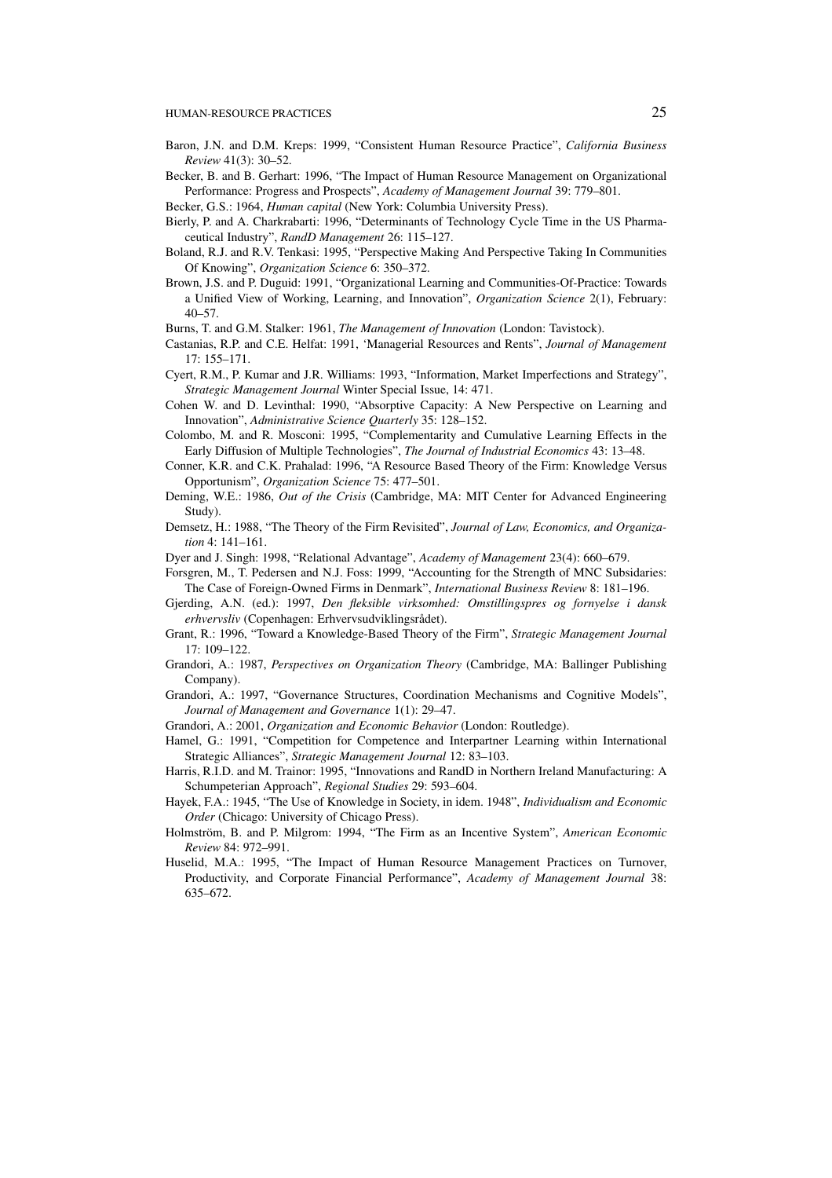Baron, J.N. and D.M. Kreps: 1999, "Consistent Human Resource Practice", *California Business Review* 41(3): 30–52.

Becker, B. and B. Gerhart: 1996, "The Impact of Human Resource Management on Organizational Performance: Progress and Prospects", *Academy of Management Journal* 39: 779–801.

Becker, G.S.: 1964, *Human capital* (New York: Columbia University Press).

Bierly, P. and A. Charkrabarti: 1996, "Determinants of Technology Cycle Time in the US Pharmaceutical Industry", *RandD Management* 26: 115–127.

Boland, R.J. and R.V. Tenkasi: 1995, "Perspective Making And Perspective Taking In Communities Of Knowing", *Organization Science* 6: 350–372.

Brown, J.S. and P. Duguid: 1991, "Organizational Learning and Communities-Of-Practice: Towards a Unified View of Working, Learning, and Innovation", *Organization Science* 2(1), February: 40–57.

Burns, T. and G.M. Stalker: 1961, *The Management of Innovation* (London: Tavistock).

Castanias, R.P. and C.E. Helfat: 1991, 'Managerial Resources and Rents", *Journal of Management* 17: 155–171.

Cyert, R.M., P. Kumar and J.R. Williams: 1993, "Information, Market Imperfections and Strategy", *Strategic Management Journal* Winter Special Issue, 14: 471.

Cohen W. and D. Levinthal: 1990, "Absorptive Capacity: A New Perspective on Learning and Innovation", *Administrative Science Quarterly* 35: 128–152.

Colombo, M. and R. Mosconi: 1995, "Complementarity and Cumulative Learning Effects in the Early Diffusion of Multiple Technologies", *The Journal of Industrial Economics* 43: 13–48.

Conner, K.R. and C.K. Prahalad: 1996, "A Resource Based Theory of the Firm: Knowledge Versus Opportunism", *Organization Science* 75: 477–501.

Deming, W.E.: 1986, *Out of the Crisis* (Cambridge, MA: MIT Center for Advanced Engineering Study).

Demsetz, H.: 1988, "The Theory of the Firm Revisited", *Journal of Law, Economics, and Organization* 4: 141–161.

Dyer and J. Singh: 1998, "Relational Advantage", *Academy of Management* 23(4): 660–679.

Forsgren, M., T. Pedersen and N.J. Foss: 1999, "Accounting for the Strength of MNC Subsidaries: The Case of Foreign-Owned Firms in Denmark", *International Business Review* 8: 181–196.

Gjerding, A.N. (ed.): 1997, *Den fleksible virksomhed: Omstillingspres og fornyelse i dansk erhvervsliv* (Copenhagen: Erhvervsudviklingsrådet).

Grant, R.: 1996, "Toward a Knowledge-Based Theory of the Firm", *Strategic Management Journal* 17: 109–122.

Grandori, A.: 1987, *Perspectives on Organization Theory* (Cambridge, MA: Ballinger Publishing Company).

Grandori, A.: 1997, "Governance Structures, Coordination Mechanisms and Cognitive Models", *Journal of Management and Governance* 1(1): 29–47.

Grandori, A.: 2001, *Organization and Economic Behavior* (London: Routledge).

Hamel, G.: 1991, "Competition for Competence and Interpartner Learning within International Strategic Alliances", *Strategic Management Journal* 12: 83–103.

Harris, R.I.D. and M. Trainor: 1995, "Innovations and RandD in Northern Ireland Manufacturing: A Schumpeterian Approach", *Regional Studies* 29: 593–604.

Hayek, F.A.: 1945, "The Use of Knowledge in Society, in idem. 1948", *Individualism and Economic Order* (Chicago: University of Chicago Press).

Holmström, B. and P. Milgrom: 1994, "The Firm as an Incentive System", *American Economic Review* 84: 972–991.

Huselid, M.A.: 1995, "The Impact of Human Resource Management Practices on Turnover, Productivity, and Corporate Financial Performance", *Academy of Management Journal* 38: 635–672.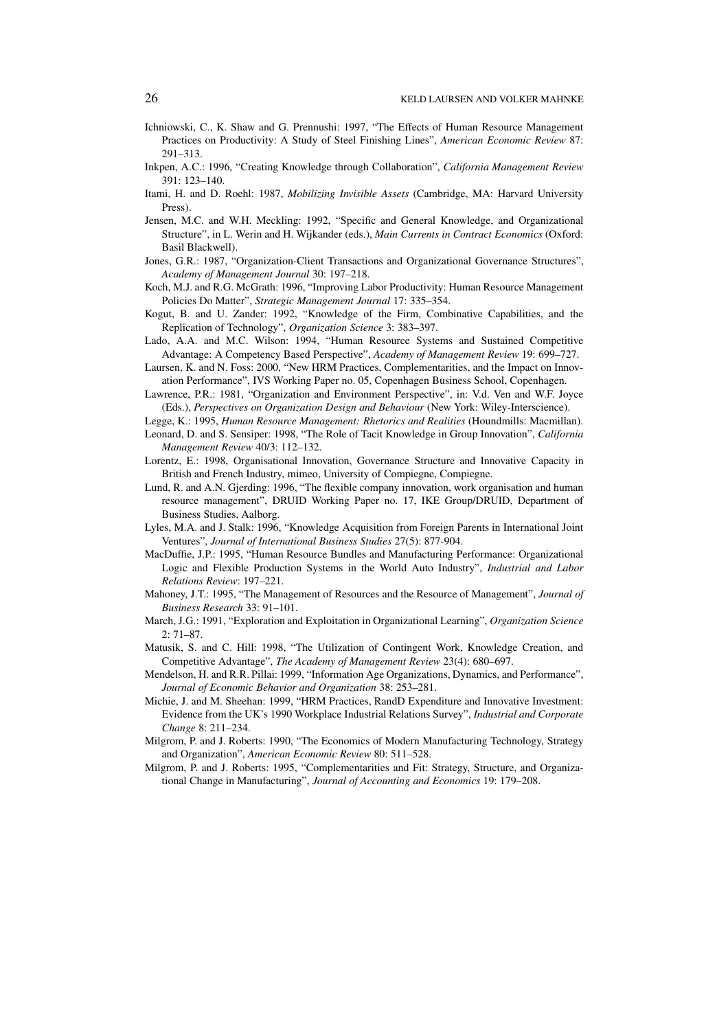Ichniowski, C., K. Shaw and G. Prennushi: 1997, "The Effects of Human Resource Management Practices on Productivity: A Study of Steel Finishing Lines", *American Economic Review* 87: 291–313.

Inkpen, A.C.: 1996, "Creating Knowledge through Collaboration", *California Management Review* 391: 123–140.

Itami, H. and D. Roehl: 1987, *Mobilizing Invisible Assets* (Cambridge, MA: Harvard University Press).

Jensen, M.C. and W.H. Meckling: 1992, "Specific and General Knowledge, and Organizational Structure", in L. Werin and H. Wijkander (eds.), *Main Currents in Contract Economics* (Oxford: Basil Blackwell).

Jones, G.R.: 1987, "Organization-Client Transactions and Organizational Governance Structures", *Academy of Management Journal* 30: 197–218.

Koch, M.J. and R.G. McGrath: 1996, "Improving Labor Productivity: Human Resource Management Policies Do Matter", *Strategic Management Journal* 17: 335–354.

Kogut, B. and U. Zander: 1992, "Knowledge of the Firm, Combinative Capabilities, and the Replication of Technology", *Organization Science* 3: 383–397.

Lado, A.A. and M.C. Wilson: 1994, "Human Resource Systems and Sustained Competitive Advantage: A Competency Based Perspective", *Academy of Management Review* 19: 699–727.

Laursen, K. and N. Foss: 2000, "New HRM Practices, Complementarities, and the Impact on Innovation Performance", IVS Working Paper no. 05, Copenhagen Business School, Copenhagen.

Lawrence, P.R.: 1981, "Organization and Environment Perspective", in: V.d. Ven and W.F. Joyce (Eds.), *Perspectives on Organization Design and Behaviour* (New York: Wiley-Interscience).

Legge, K.: 1995, *Human Resource Management: Rhetorics and Realities* (Houndmills: Macmillan).

Leonard, D. and S. Sensiper: 1998, "The Role of Tacit Knowledge in Group Innovation", *California Management Review* 40/3: 112–132.

Lorentz, E.: 1998, Organisational Innovation, Governance Structure and Innovative Capacity in British and French Industry, mimeo, University of Compiegne, Compiegne.

Lund, R. and A.N. Gjerding: 1996, "The flexible company innovation, work organisation and human resource management", DRUID Working Paper no. 17, IKE Group/DRUID, Department of Business Studies, Aalborg.

Lyles, M.A. and J. Stalk: 1996, "Knowledge Acquisition from Foreign Parents in International Joint Ventures", *Journal of International Business Studies* 27(5): 877-904.

MacDuffie, J.P.: 1995, "Human Resource Bundles and Manufacturing Performance: Organizational Logic and Flexible Production Systems in the World Auto Industry", *Industrial and Labor Relations Review*: 197–221.

Mahoney, J.T.: 1995, "The Management of Resources and the Resource of Management", *Journal of Business Research* 33: 91–101.

March, J.G.: 1991, "Exploration and Exploitation in Organizational Learning", *Organization Science* 2: 71–87.

Matusik, S. and C. Hill: 1998, "The Utilization of Contingent Work, Knowledge Creation, and Competitive Advantage", *The Academy of Management Review* 23(4): 680–697.

Mendelson, H. and R.R. Pillai: 1999, "Information Age Organizations, Dynamics, and Performance", *Journal of Economic Behavior and Organization* 38: 253–281.

Michie, J. and M. Sheehan: 1999, "HRM Practices, RandD Expenditure and Innovative Investment: Evidence from the UK's 1990 Workplace Industrial Relations Survey", *Industrial and Corporate Change* 8: 211–234.

Milgrom, P. and J. Roberts: 1990, "The Economics of Modern Manufacturing Technology, Strategy and Organization", *American Economic Review* 80: 511–528.

Milgrom, P. and J. Roberts: 1995, "Complementarities and Fit: Strategy, Structure, and Organizational Change in Manufacturing", *Journal of Accounting and Economics* 19: 179–208.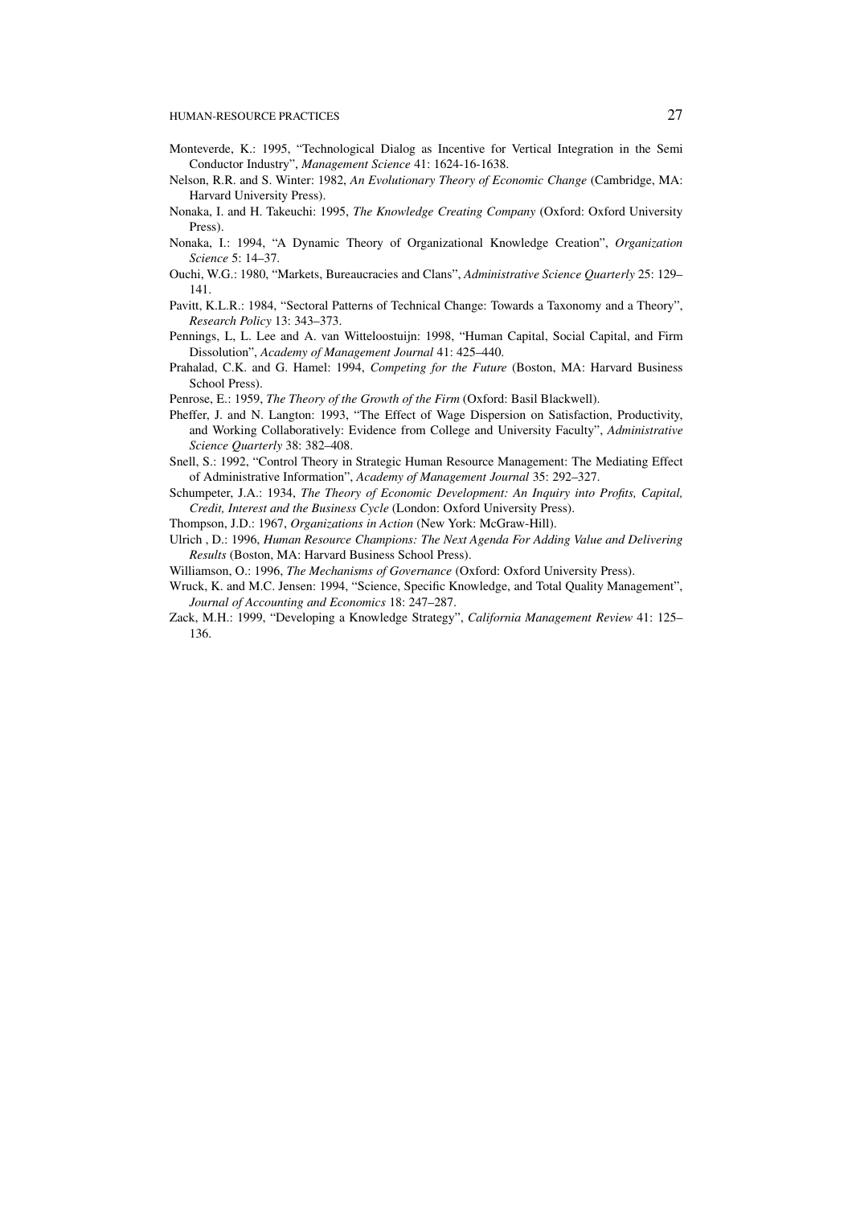Monteverde, K.: 1995, "Technological Dialog as Incentive for Vertical Integration in the Semi Conductor Industry", *Management Science* 41: 1624-16-1638.

Nelson, R.R. and S. Winter: 1982, *An Evolutionary Theory of Economic Change* (Cambridge, MA: Harvard University Press).

Nonaka, I. and H. Takeuchi: 1995, *The Knowledge Creating Company* (Oxford: Oxford University Press).

Nonaka, I.: 1994, "A Dynamic Theory of Organizational Knowledge Creation", *Organization Science* 5: 14–37.

Ouchi, W.G.: 1980, "Markets, Bureaucracies and Clans", *Administrative Science Quarterly* 25: 129–141.

Pavitt, K.L.R.: 1984, "Sectoral Patterns of Technical Change: Towards a Taxonomy and a Theory", *Research Policy* 13: 343–373.

Pennings, L, L. Lee and A. van Witteloostuijn: 1998, "Human Capital, Social Capital, and Firm Dissolution", *Academy of Management Journal* 41: 425–440.

Prahalad, C.K. and G. Hamel: 1994, *Competing for the Future* (Boston, MA: Harvard Business School Press).

Penrose, E.: 1959, *The Theory of the Growth of the Firm* (Oxford: Basil Blackwell).

Pheffer, J. and N. Langton: 1993, "The Effect of Wage Dispersion on Satisfaction, Productivity, and Working Collaboratively: Evidence from College and University Faculty", *Administrative Science Quarterly* 38: 382–408.

Snell, S.: 1992, "Control Theory in Strategic Human Resource Management: The Mediating Effect of Administrative Information", *Academy of Management Journal* 35: 292–327.

Schumpeter, J.A.: 1934, *The Theory of Economic Development: An Inquiry into Profits, Capital, Credit, Interest and the Business Cycle* (London: Oxford University Press).

Thompson, J.D.: 1967, *Organizations in Action* (New York: McGraw-Hill).

Ulrich , D.: 1996, *Human Resource Champions: The Next Agenda For Adding Value and Delivering Results* (Boston, MA: Harvard Business School Press).

Williamson, O.: 1996, *The Mechanisms of Governance* (Oxford: Oxford University Press).

Wruck, K. and M.C. Jensen: 1994, "Science, Specific Knowledge, and Total Quality Management", *Journal of Accounting and Economics* 18: 247–287.

Zack, M.H.: 1999, "Developing a Knowledge Strategy", *California Management Review* 41: 125–136.